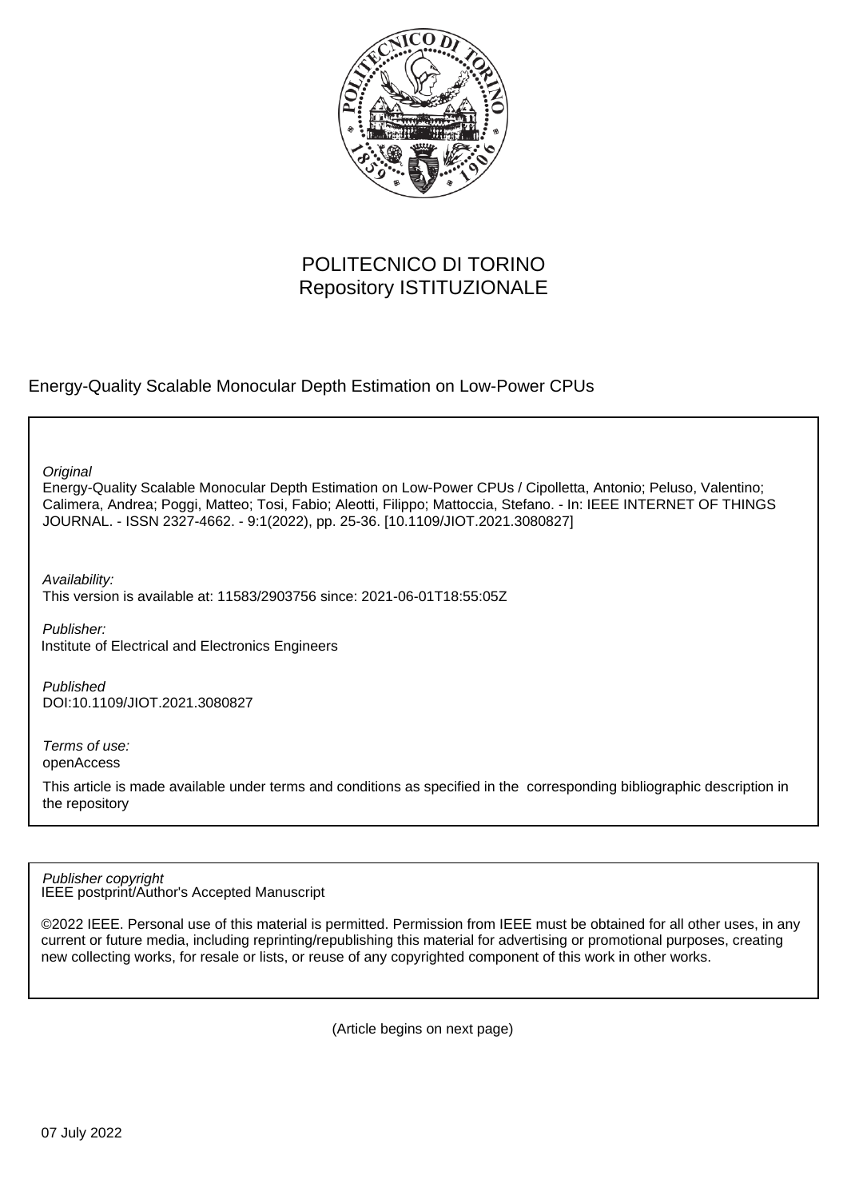POLITECNICO DI TORINO
Repository ISTITUZIONALE

Energy-Quality Scalable Monocular Depth Estimation on Low-Power CPUs

*Original*
Energy-Quality Scalable Monocular Depth Estimation on Low-Power CPUs / Cipolletta, Antonio; Peluso, Valentino; Calimera, Andrea; Poggi, Matteo; Tosi, Fabio; Aleotti, Filippo; Mattoccia, Stefano. - In: IEEE INTERNET OF THINGS JOURNAL. - ISSN 2327-4662. - 9:1(2022), pp. 25-36. [10.1109/JIOT.2021.3080827]

*Availability:*
This version is available at: 11583/2903756 since: 2021-06-01T18:55:05Z

*Publisher:*
Institute of Electrical and Electronics Engineers

*Published*
DOI:10.1109/JIOT.2021.3080827

*Terms of use:*
openAccess

This article is made available under terms and conditions as specified in the corresponding bibliographic description in the repository

*Publisher copyright*
IEEE postprint/Author's Accepted Manuscript

©2022 IEEE. Personal use of this material is permitted. Permission from IEEE must be obtained for all other uses, in any current or future media, including reprinting/republishing this material for advertising or promotional purposes, creating new collecting works, for resale or lists, or reuse of any copyrighted component of this work in other works.

(Article begins on next page)

07 July 2022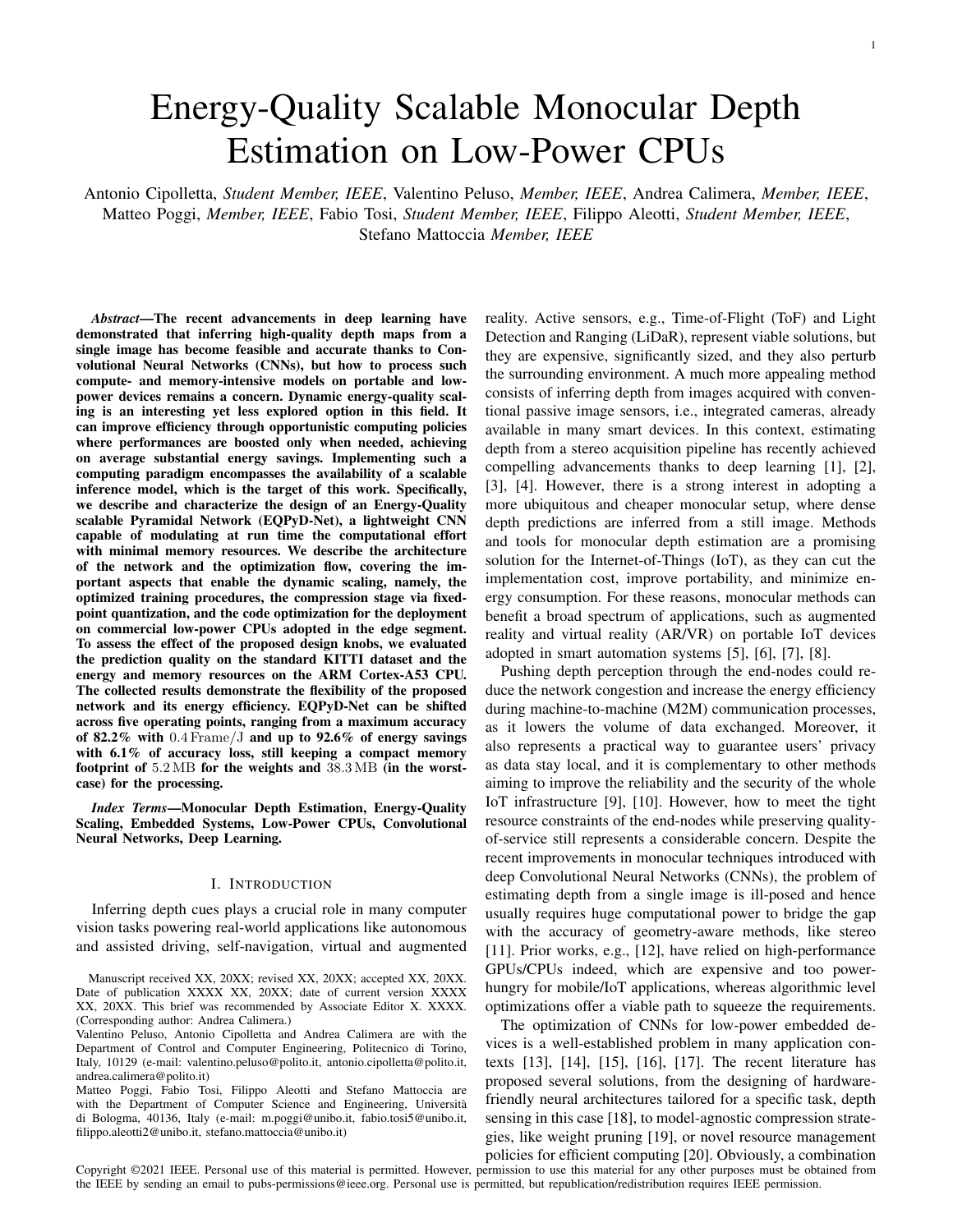# Energy-Quality Scalable Monocular Depth Estimation on Low-Power CPUs

Antonio Cipolletta, *Student Member, IEEE*, Valentino Peluso, *Member, IEEE*, Andrea Calimera, *Member, IEEE*, Matteo Poggi, *Member, IEEE*, Fabio Tosi, *Student Member, IEEE*, Filippo Aleotti, *Student Member, IEEE*, Stefano Mattoccia *Member, IEEE*

***Abstract*—The recent advancements in deep learning have demonstrated that inferring high-quality depth maps from a single image has become feasible and accurate thanks to Convolutional Neural Networks (CNNs), but how to process such compute- and memory-intensive models on portable and low-power devices remains a concern. Dynamic energy-quality scaling is an interesting yet less explored option in this field. It can improve efficiency through opportunistic computing policies where performances are boosted only when needed, achieving on average substantial energy savings. Implementing such a computing paradigm encompasses the availability of a scalable inference model, which is the target of this work. Specifically, we describe and characterize the design of an Energy-Quality scalable Pyramidal Network (EQPyD-Net), a lightweight CNN capable of modulating at run time the computational effort with minimal memory resources. We describe the architecture of the network and the optimization flow, covering the important aspects that enable the dynamic scaling, namely, the optimized training procedures, the compression stage via fixed-point quantization, and the code optimization for the deployment on commercial low-power CPUs adopted in the edge segment. To assess the effect of the proposed design knobs, we evaluated the prediction quality on the standard KITTI dataset and the energy and memory resources on the ARM Cortex-A53 CPU. The collected results demonstrate the flexibility of the proposed network and its energy efficiency. EQPyD-Net can be shifted across five operating points, ranging from a maximum accuracy of 82.2% with 0.4 Frame/J and up to 92.6% of energy savings with 6.1% of accuracy loss, still keeping a compact memory footprint of 5.2 MB for the weights and 38.3 MB (in the worst-case) for the processing.**

***Index Terms*—Monocular Depth Estimation, Energy-Quality Scaling, Embedded Systems, Low-Power CPUs, Convolutional Neural Networks, Deep Learning.**

## I. Introduction

Inferring depth cues plays a crucial role in many computer vision tasks powering real-world applications like autonomous and assisted driving, self-navigation, virtual and augmented reality. Active sensors, e.g., Time-of-Flight (ToF) and Light Detection and Ranging (LiDaR), represent viable solutions, but they are expensive, significantly sized, and they also perturb the surrounding environment. A much more appealing method consists of inferring depth from images acquired with conventional passive image sensors, i.e., integrated cameras, already available in many smart devices. In this context, estimating depth from a stereo acquisition pipeline has recently achieved compelling advancements thanks to deep learning [1], [2], [3], [4]. However, there is a strong interest in adopting a more ubiquitous and cheaper monocular setup, where dense depth predictions are inferred from a still image. Methods and tools for monocular depth estimation are a promising solution for the Internet-of-Things (IoT), as they can cut the implementation cost, improve portability, and minimize energy consumption. For these reasons, monocular methods can benefit a broad spectrum of applications, such as augmented reality and virtual reality (AR/VR) on portable IoT devices adopted in smart automation systems [5], [6], [7], [8].

Pushing depth perception through the end-nodes could reduce the network congestion and increase the energy efficiency during machine-to-machine (M2M) communication processes, as it lowers the volume of data exchanged. Moreover, it also represents a practical way to guarantee users' privacy as data stay local, and it is complementary to other methods aiming to improve the reliability and the security of the whole IoT infrastructure [9], [10]. However, how to meet the tight resource constraints of the end-nodes while preserving quality-of-service still represents a considerable concern. Despite the recent improvements in monocular techniques introduced with deep Convolutional Neural Networks (CNNs), the problem of estimating depth from a single image is ill-posed and hence usually requires huge computational power to bridge the gap with the accuracy of geometry-aware methods, like stereo [11]. Prior works, e.g., [12], have relied on high-performance GPUs/CPUs indeed, which are expensive and too power-hungry for mobile/IoT applications, whereas algorithmic level optimizations offer a viable path to squeeze the requirements.

The optimization of CNNs for low-power embedded devices is a well-established problem in many application contexts [13], [14], [15], [16], [17]. The recent literature has proposed several solutions, from the designing of hardware-friendly neural architectures tailored for a specific task, depth sensing in this case [18], to model-agnostic compression strategies, like weight pruning [19], or novel resource management policies for efficient computing [20]. Obviously, a combination

Manuscript received XX, 20XX; revised XX, 20XX; accepted XX, 20XX. Date of publication XXXX XX, 20XX; date of current version XXXX XX, 20XX. This brief was recommended by Associate Editor X. XXXX. (Corresponding author: Andrea Calimera.)

Valentino Peluso, Antonio Cipolletta and Andrea Calimera are with the Department of Control and Computer Engineering, Politecnico di Torino, Italy, 10129 (e-mail: valentino.peluso@polito.it, antonio.cipolletta@polito.it, andrea.calimera@polito.it)

Matteo Poggi, Fabio Tosi, Filippo Aleotti and Stefano Mattoccia are with the Department of Computer Science and Engineering, Università di Bologna, 40136, Italy (e-mail: m.poggi@unibo.it, fabio.tosi5@unibo.it, filippo.aleotti2@unibo.it, stefano.mattoccia@unibo.it)

Copyright ©2021 IEEE. Personal use of this material is permitted. However, permission to use this material for any other purposes must be obtained from the IEEE by sending an email to pubs-permissions@ieee.org. Personal use is permitted, but republication/redistribution requires IEEE permission.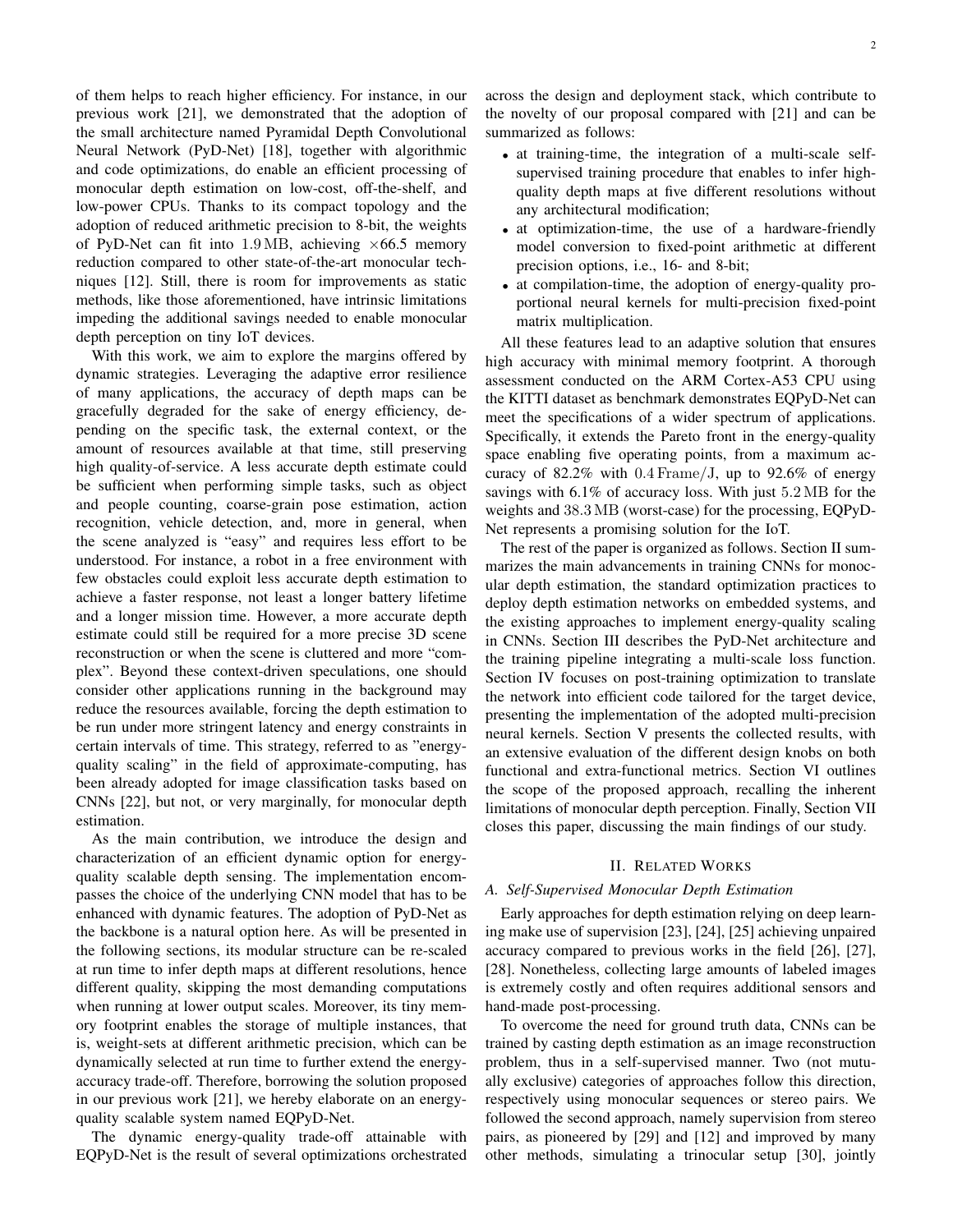of them helps to reach higher efficiency. For instance, in our previous work [21], we demonstrated that the adoption of the small architecture named Pyramidal Depth Convolutional Neural Network (PyD-Net) [18], together with algorithmic and code optimizations, do enable an efficient processing of monocular depth estimation on low-cost, off-the-shelf, and low-power CPUs. Thanks to its compact topology and the adoption of reduced arithmetic precision to 8-bit, the weights of PyD-Net can fit into $1.9\,\mathrm{MB}$, achieving $\times 66.5$ memory reduction compared to other state-of-the-art monocular techniques [12]. Still, there is room for improvements as static methods, like those aforementioned, have intrinsic limitations impeding the additional savings needed to enable monocular depth perception on tiny IoT devices.

With this work, we aim to explore the margins offered by dynamic strategies. Leveraging the adaptive error resilience of many applications, the accuracy of depth maps can be gracefully degraded for the sake of energy efficiency, depending on the specific task, the external context, or the amount of resources available at that time, still preserving high quality-of-service. A less accurate depth estimate could be sufficient when performing simple tasks, such as object and people counting, coarse-grain pose estimation, action recognition, vehicle detection, and, more in general, when the scene analyzed is "easy" and requires less effort to be understood. For instance, a robot in a free environment with few obstacles could exploit less accurate depth estimation to achieve a faster response, not least a longer battery lifetime and a longer mission time. However, a more accurate depth estimate could still be required for a more precise 3D scene reconstruction or when the scene is cluttered and more "complex". Beyond these context-driven speculations, one should consider other applications running in the background may reduce the resources available, forcing the depth estimation to be run under more stringent latency and energy constraints in certain intervals of time. This strategy, referred to as "energy-quality scaling" in the field of approximate-computing, has been already adopted for image classification tasks based on CNNs [22], but not, or very marginally, for monocular depth estimation.

As the main contribution, we introduce the design and characterization of an efficient dynamic option for energy-quality scalable depth sensing. The implementation encompasses the choice of the underlying CNN model that has to be enhanced with dynamic features. The adoption of PyD-Net as the backbone is a natural option here. As will be presented in the following sections, its modular structure can be re-scaled at run time to infer depth maps at different resolutions, hence different quality, skipping the most demanding computations when running at lower output scales. Moreover, its tiny memory footprint enables the storage of multiple instances, that is, weight-sets at different arithmetic precision, which can be dynamically selected at run time to further extend the energy-accuracy trade-off. Therefore, borrowing the solution proposed in our previous work [21], we hereby elaborate on an energy-quality scalable system named EQPyD-Net.

The dynamic energy-quality trade-off attainable with EQPyD-Net is the result of several optimizations orchestrated across the design and deployment stack, which contribute to the novelty of our proposal compared with [21] and can be summarized as follows:

- at training-time, the integration of a multi-scale self-supervised training procedure that enables to infer high-quality depth maps at five different resolutions without any architectural modification;
- at optimization-time, the use of a hardware-friendly model conversion to fixed-point arithmetic at different precision options, i.e., 16- and 8-bit;
- at compilation-time, the adoption of energy-quality proportional neural kernels for multi-precision fixed-point matrix multiplication.

All these features lead to an adaptive solution that ensures high accuracy with minimal memory footprint. A thorough assessment conducted on the ARM Cortex-A53 CPU using the KITTI dataset as benchmark demonstrates EQPyD-Net can meet the specifications of a wider spectrum of applications. Specifically, it extends the Pareto front in the energy-quality space enabling five operating points, from a maximum accuracy of 82.2% with $0.4\,\mathrm{Frame/J}$, up to 92.6% of energy savings with 6.1% of accuracy loss. With just $5.2\,\mathrm{MB}$ for the weights and $38.3\,\mathrm{MB}$ (worst-case) for the processing, EQPyD-Net represents a promising solution for the IoT.

The rest of the paper is organized as follows. Section II summarizes the main advancements in training CNNs for monocular depth estimation, the standard optimization practices to deploy depth estimation networks on embedded systems, and the existing approaches to implement energy-quality scaling in CNNs. Section III describes the PyD-Net architecture and the training pipeline integrating a multi-scale loss function. Section IV focuses on post-training optimization to translate the network into efficient code tailored for the target device, presenting the implementation of the adopted multi-precision neural kernels. Section V presents the collected results, with an extensive evaluation of the different design knobs on both functional and extra-functional metrics. Section VI outlines the scope of the proposed approach, recalling the inherent limitations of monocular depth perception. Finally, Section VII closes this paper, discussing the main findings of our study.

## II. Related Works

### A. Self-Supervised Monocular Depth Estimation

Early approaches for depth estimation relying on deep learning make use of supervision [23], [24], [25] achieving unpaired accuracy compared to previous works in the field [26], [27], [28]. Nonetheless, collecting large amounts of labeled images is extremely costly and often requires additional sensors and hand-made post-processing.

To overcome the need for ground truth data, CNNs can be trained by casting depth estimation as an image reconstruction problem, thus in a self-supervised manner. Two (not mutually exclusive) categories of approaches follow this direction, respectively using monocular sequences or stereo pairs. We followed the second approach, namely supervision from stereo pairs, as pioneered by [29] and [12] and improved by many other methods, simulating a trinocular setup [30], jointly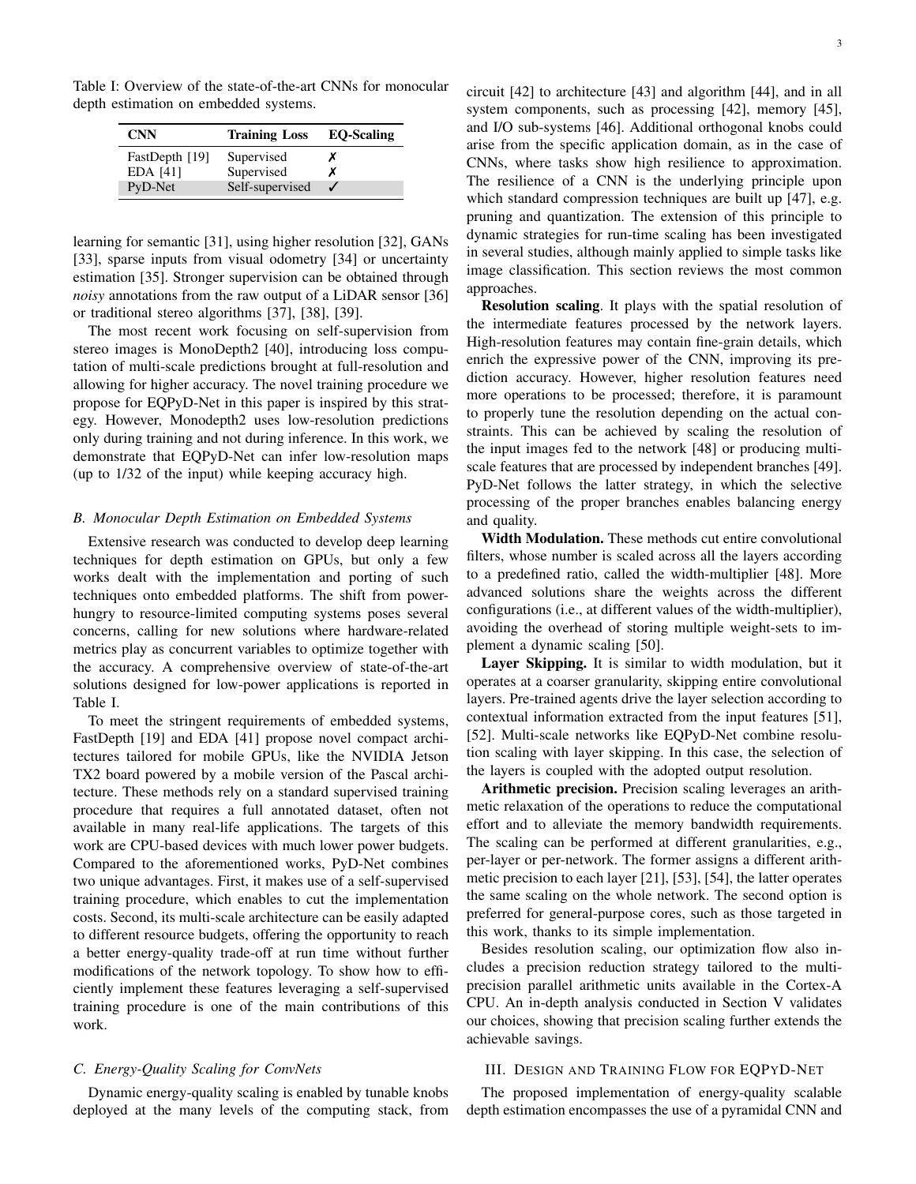Table I: Overview of the state-of-the-art CNNs for monocular depth estimation on embedded systems.

| CNN | Training Loss | EQ-Scaling |
|---|---|---|
| FastDepth [19] | Supervised | ✗ |
| EDA [41] | Supervised | ✗ |
| PyD-Net | Self-supervised | ✓ |

learning for semantic [31], using higher resolution [32], GANs [33], sparse inputs from visual odometry [34] or uncertainty estimation [35]. Stronger supervision can be obtained through *noisy* annotations from the raw output of a LiDAR sensor [36] or traditional stereo algorithms [37], [38], [39].

The most recent work focusing on self-supervision from stereo images is MonoDepth2 [40], introducing loss computation of multi-scale predictions brought at full-resolution and allowing for higher accuracy. The novel training procedure we propose for EQPyD-Net in this paper is inspired by this strategy. However, Monodepth2 uses low-resolution predictions only during training and not during inference. In this work, we demonstrate that EQPyD-Net can infer low-resolution maps (up to 1/32 of the input) while keeping accuracy high.

### B. Monocular Depth Estimation on Embedded Systems

Extensive research was conducted to develop deep learning techniques for depth estimation on GPUs, but only a few works dealt with the implementation and porting of such techniques onto embedded platforms. The shift from power-hungry to resource-limited computing systems poses several concerns, calling for new solutions where hardware-related metrics play as concurrent variables to optimize together with the accuracy. A comprehensive overview of state-of-the-art solutions designed for low-power applications is reported in Table I.

To meet the stringent requirements of embedded systems, FastDepth [19] and EDA [41] propose novel compact architectures tailored for mobile GPUs, like the NVIDIA Jetson TX2 board powered by a mobile version of the Pascal architecture. These methods rely on a standard supervised training procedure that requires a full annotated dataset, often not available in many real-life applications. The targets of this work are CPU-based devices with much lower power budgets. Compared to the aforementioned works, PyD-Net combines two unique advantages. First, it makes use of a self-supervised training procedure, which enables to cut the implementation costs. Second, its multi-scale architecture can be easily adapted to different resource budgets, offering the opportunity to reach a better energy-quality trade-off at run time without further modifications of the network topology. To show how to efficiently implement these features leveraging a self-supervised training procedure is one of the main contributions of this work.

### C. Energy-Quality Scaling for ConvNets

Dynamic energy-quality scaling is enabled by tunable knobs deployed at the many levels of the computing stack, from circuit [42] to architecture [43] and algorithm [44], and in all system components, such as processing [42], memory [45], and I/O sub-systems [46]. Additional orthogonal knobs could arise from the specific application domain, as in the case of CNNs, where tasks show high resilience to approximation. The resilience of a CNN is the underlying principle upon which standard compression techniques are built up [47], e.g. pruning and quantization. The extension of this principle to dynamic strategies for run-time scaling has been investigated in several studies, although mainly applied to simple tasks like image classification. This section reviews the most common approaches.

**Resolution scaling**. It plays with the spatial resolution of the intermediate features processed by the network layers. High-resolution features may contain fine-grain details, which enrich the expressive power of the CNN, improving its prediction accuracy. However, higher resolution features need more operations to be processed; therefore, it is paramount to properly tune the resolution depending on the actual constraints. This can be achieved by scaling the resolution of the input images fed to the network [48] or producing multi-scale features that are processed by independent branches [49]. PyD-Net follows the latter strategy, in which the selective processing of the proper branches enables balancing energy and quality.

**Width Modulation.** These methods cut entire convolutional filters, whose number is scaled across all the layers according to a predefined ratio, called the width-multiplier [48]. More advanced solutions share the weights across the different configurations (i.e., at different values of the width-multiplier), avoiding the overhead of storing multiple weight-sets to implement a dynamic scaling [50].

**Layer Skipping.** It is similar to width modulation, but it operates at a coarser granularity, skipping entire convolutional layers. Pre-trained agents drive the layer selection according to contextual information extracted from the input features [51], [52]. Multi-scale networks like EQPyD-Net combine resolution scaling with layer skipping. In this case, the selection of the layers is coupled with the adopted output resolution.

**Arithmetic precision.** Precision scaling leverages an arithmetic relaxation of the operations to reduce the computational effort and to alleviate the memory bandwidth requirements. The scaling can be performed at different granularities, e.g., per-layer or per-network. The former assigns a different arithmetic precision to each layer [21], [53], [54], the latter operates the same scaling on the whole network. The second option is preferred for general-purpose cores, such as those targeted in this work, thanks to its simple implementation.

Besides resolution scaling, our optimization flow also includes a precision reduction strategy tailored to the multi-precision parallel arithmetic units available in the Cortex-A CPU. An in-depth analysis conducted in Section V validates our choices, showing that precision scaling further extends the achievable savings.

## III. Design and Training Flow for EQPyD-Net

The proposed implementation of energy-quality scalable depth estimation encompasses the use of a pyramidal CNN and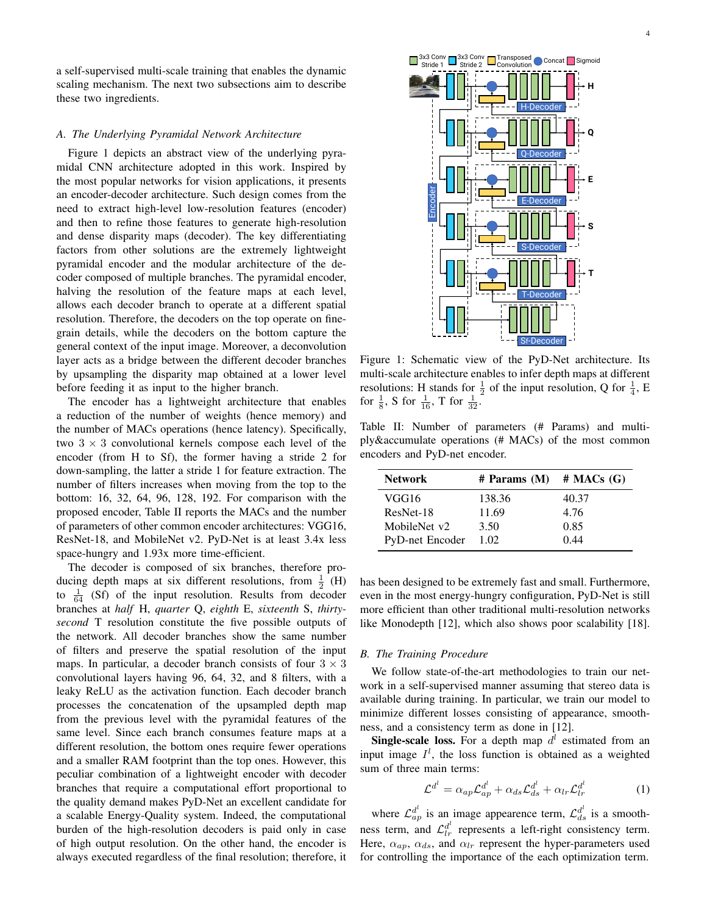a self-supervised multi-scale training that enables the dynamic scaling mechanism. The next two subsections aim to describe these two ingredients.

### A. The Underlying Pyramidal Network Architecture

Figure 1 depicts an abstract view of the underlying pyramidal CNN architecture adopted in this work. Inspired by the most popular networks for vision applications, it presents an encoder-decoder architecture. Such design comes from the need to extract high-level low-resolution features (encoder) and then to refine those features to generate high-resolution and dense disparity maps (decoder). The key differentiating factors from other solutions are the extremely lightweight pyramidal encoder and the modular architecture of the decoder composed of multiple branches. The pyramidal encoder, halving the resolution of the feature maps at each level, allows each decoder branch to operate at a different spatial resolution. Therefore, the decoders on the top operate on fine-grain details, while the decoders on the bottom capture the general context of the input image. Moreover, a deconvolution layer acts as a bridge between the different decoder branches by upsampling the disparity map obtained at a lower level before feeding it as input to the higher branch.

The encoder has a lightweight architecture that enables a reduction of the number of weights (hence memory) and the number of MACs operations (hence latency). Specifically, two $3 \times 3$ convolutional kernels compose each level of the encoder (from H to Sf), the former having a stride 2 for down-sampling, the latter a stride 1 for feature extraction. The number of filters increases when moving from the top to the bottom: 16, 32, 64, 96, 128, 192. For comparison with the proposed encoder, Table II reports the MACs and the number of parameters of other common encoder architectures: VGG16, ResNet-18, and MobileNet v2. PyD-Net is at least 3.4x less space-hungry and 1.93x more time-efficient.

The decoder is composed of six branches, therefore producing depth maps at six different resolutions, from $\frac{1}{2}$ (H) to $\frac{1}{64}$ (Sf) of the input resolution. Results from decoder branches at *half* H, *quarter* Q, *eighth* E, *sixteenth* S, *thirty-second* T resolution constitute the five possible outputs of the network. All decoder branches show the same number of filters and preserve the spatial resolution of the input maps. In particular, a decoder branch consists of four $3 \times 3$ convolutional layers having 96, 64, 32, and 8 filters, with a leaky ReLU as the activation function. Each decoder branch processes the concatenation of the upsampled depth map from the previous level with the pyramidal features of the same level. Since each branch consumes feature maps at a different resolution, the bottom ones require fewer operations and a smaller RAM footprint than the top ones. However, this peculiar combination of a lightweight encoder with decoder branches that require a computational effort proportional to the quality demand makes PyD-Net an excellent candidate for a scalable Energy-Quality system. Indeed, the computational burden of the high-resolution decoders is paid only in case of high output resolution. On the other hand, the encoder is always executed regardless of the final resolution; therefore, it has been designed to be extremely fast and small. Furthermore, even in the most energy-hungry configuration, PyD-Net is still more efficient than other traditional multi-resolution networks like Monodepth [12], which also shows poor scalability [18].

Figure 1: Schematic view of the PyD-Net architecture. Its multi-scale architecture enables to infer depth maps at different resolutions: H stands for $\frac{1}{2}$ of the input resolution, Q for $\frac{1}{4}$, E for $\frac{1}{8}$, S for $\frac{1}{16}$, T for $\frac{1}{32}$.

Table II: Number of parameters (# Params) and multiply&accumulate operations (# MACs) of the most common encoders and PyD-net encoder.

| Network | # Params (M) | # MACs (G) |
|---|---|---|
| VGG16 | 138.36 | 40.37 |
| ResNet-18 | 11.69 | 4.76 |
| MobileNet v2 | 3.50 | 0.85 |
| PyD-net Encoder | 1.02 | 0.44 |

### B. The Training Procedure

We follow state-of-the-art methodologies to train our network in a self-supervised manner assuming that stereo data is available during training. In particular, we train our model to minimize different losses consisting of appearance, smoothness, and a consistency term as done in [12].

**Single-scale loss.** For a depth map $d^l$ estimated from an input image $I^l$, the loss function is obtained as a weighted sum of three main terms:

$$\mathcal{L}^{d^l} = \alpha_{ap}\mathcal{L}_{ap}^{d^l} + \alpha_{ds}\mathcal{L}_{ds}^{d^l} + \alpha_{lr}\mathcal{L}_{lr}^{d^l} \tag{1}$$

where $\mathcal{L}_{ap}^{d^l}$ is an image appearence term, $\mathcal{L}_{ds}^{d^l}$ is a smoothness term, and $\mathcal{L}_{lr}^{d^l}$ represents a left-right consistency term. Here, $\alpha_{ap}$, $\alpha_{ds}$, and $\alpha_{lr}$ represent the hyper-parameters used for controlling the importance of the each optimization term.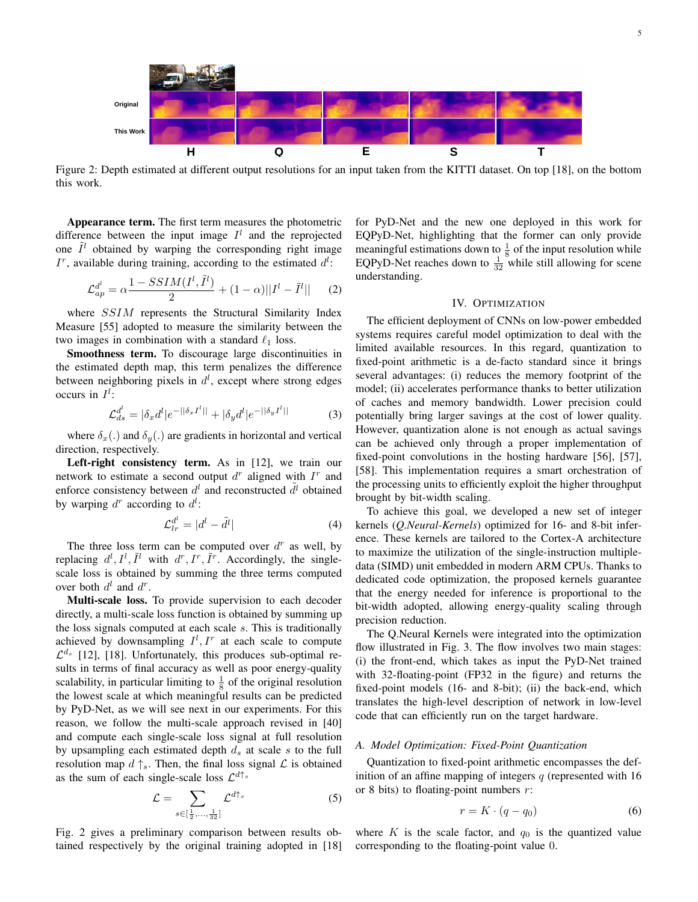Figure 2: Depth estimated at different output resolutions for an input taken from the KITTI dataset. On top [18], on the bottom this work.

**Appearance term.** The first term measures the photometric difference between the input image $I^l$ and the reprojected one $\tilde{I}^l$ obtained by warping the corresponding right image $I^r$, available during training, according to the estimated $d^l$:

$$\mathcal{L}_{ap}^{d^l} = \alpha \frac{1 - SSIM(I^l, \tilde{I}^l)}{2} + (1-\alpha)||I^l - \tilde{I}^l|| \quad (2)$$

where $SSIM$ represents the Structural Similarity Index Measure [55] adopted to measure the similarity between the two images in combination with a standard $\ell_1$ loss.

**Smoothness term.** To discourage large discontinuities in the estimated depth map, this term penalizes the difference between neighboring pixels in $d^l$, except where strong edges occurs in $I^l$:

$$\mathcal{L}_{ds}^{d^l} = |\delta_x d^l| e^{-||\delta_x I^l||} + |\delta_y d^l| e^{-||\delta_y I^l||} \quad (3)$$

where $\delta_x(.)$ and $\delta_y(.)$ are gradients in horizontal and vertical direction, respectively.

**Left-right consistency term.** As in [12], we train our network to estimate a second output $d^r$ aligned with $I^r$ and enforce consistency between $d^l$ and reconstructed $\tilde{d}^l$ obtained by warping $d^r$ according to $d^l$:

$$\mathcal{L}_{lr}^{d^l} = |d^l - \tilde{d}^l| \quad (4)$$

The three loss term can be computed over $d^r$ as well, by replacing $d^l, I^l, \tilde{I}^l$ with $d^r, I^r, \tilde{I}^r$. Accordingly, the single-scale loss is obtained by summing the three terms computed over both $d^l$ and $d^r$.

**Multi-scale loss.** To provide supervision to each decoder directly, a multi-scale loss function is obtained by summing up the loss signals computed at each scale $s$. This is traditionally achieved by downsampling $I^l, I^r$ at each scale to compute $\mathcal{L}^{d_s}$ [12], [18]. Unfortunately, this produces sub-optimal results in terms of final accuracy as well as poor energy-quality scalability, in particular limiting to $\frac{1}{8}$ of the original resolution the lowest scale at which meaningful results can be predicted by PyD-Net, as we will see next in our experiments. For this reason, we follow the multi-scale approach revised in [40] and compute each single-scale loss signal at full resolution by upsampling each estimated depth $d_s$ at scale $s$ to the full resolution map $d\uparrow_s$. Then, the final loss signal $\mathcal{L}$ is obtained as the sum of each single-scale loss $\mathcal{L}^{d\uparrow_s}$

$$\mathcal{L} = \sum_{s \in [\frac{1}{2}, \ldots, \frac{1}{32}]} \mathcal{L}^{d\uparrow_s} \quad (5)$$

Fig. 2 gives a preliminary comparison between results obtained respectively by the original training adopted in [18] for PyD-Net and the new one deployed in this work for EQPyD-Net, highlighting that the former can only provide meaningful estimations down to $\frac{1}{8}$ of the input resolution while EQPyD-Net reaches down to $\frac{1}{32}$ while still allowing for scene understanding.

## IV. Optimization

The efficient deployment of CNNs on low-power embedded systems requires careful model optimization to deal with the limited available resources. In this regard, quantization to fixed-point arithmetic is a de-facto standard since it brings several advantages: (i) reduces the memory footprint of the model; (ii) accelerates performance thanks to better utilization of caches and memory bandwidth. Lower precision could potentially bring larger savings at the cost of lower quality. However, quantization alone is not enough as actual savings can be achieved only through a proper implementation of fixed-point convolutions in the hosting hardware [56], [57], [58]. This implementation requires a smart orchestration of the processing units to efficiently exploit the higher throughput brought by bit-width scaling.

To achieve this goal, we developed a new set of integer kernels (*Q.Neural-Kernels*) optimized for 16- and 8-bit inference. These kernels are tailored to the Cortex-A architecture to maximize the utilization of the single-instruction multiple-data (SIMD) unit embedded in modern ARM CPUs. Thanks to dedicated code optimization, the proposed kernels guarantee that the energy needed for inference is proportional to the bit-width adopted, allowing energy-quality scaling through precision reduction.

The Q.Neural Kernels were integrated into the optimization flow illustrated in Fig. 3. The flow involves two main stages: (i) the front-end, which takes as input the PyD-Net trained with 32-floating-point (FP32 in the figure) and returns the fixed-point models (16- and 8-bit); (ii) the back-end, which translates the high-level description of network in low-level code that can efficiently run on the target hardware.

### A. Model Optimization: Fixed-Point Quantization

Quantization to fixed-point arithmetic encompasses the definition of an affine mapping of integers $q$ (represented with 16 or 8 bits) to floating-point numbers $r$:

$$r = K \cdot (q - q_0) \quad (6)$$

where $K$ is the scale factor, and $q_0$ is the quantized value corresponding to the floating-point value 0.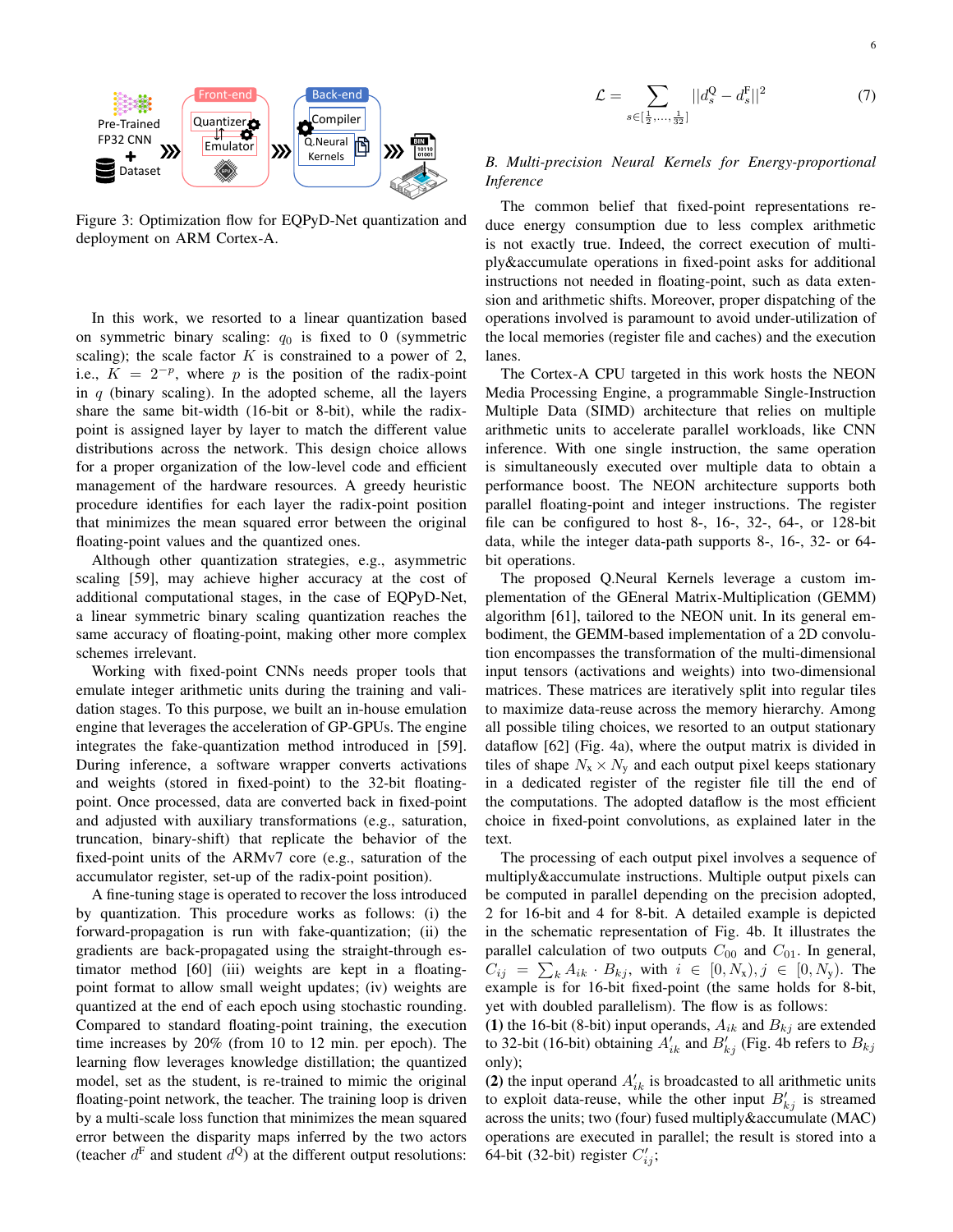Figure 3: Optimization flow for EQPyD-Net quantization and deployment on ARM Cortex-A.

In this work, we resorted to a linear quantization based on symmetric binary scaling: $q_0$ is fixed to 0 (symmetric scaling); the scale factor $K$ is constrained to a power of 2, i.e., $K = 2^{-p}$, where $p$ is the position of the radix-point in $q$ (binary scaling). In the adopted scheme, all the layers share the same bit-width (16-bit or 8-bit), while the radix-point is assigned layer by layer to match the different value distributions across the network. This design choice allows for a proper organization of the low-level code and efficient management of the hardware resources. A greedy heuristic procedure identifies for each layer the radix-point position that minimizes the mean squared error between the original floating-point values and the quantized ones.

Although other quantization strategies, e.g., asymmetric scaling [59], may achieve higher accuracy at the cost of additional computational stages, in the case of EQPyD-Net, a linear symmetric binary scaling quantization reaches the same accuracy of floating-point, making other more complex schemes irrelevant.

Working with fixed-point CNNs needs proper tools that emulate integer arithmetic units during the training and validation stages. To this purpose, we built an in-house emulation engine that leverages the acceleration of GP-GPUs. The engine integrates the fake-quantization method introduced in [59]. During inference, a software wrapper converts activations and weights (stored in fixed-point) to the 32-bit floating-point. Once processed, data are converted back in fixed-point and adjusted with auxiliary transformations (e.g., saturation, truncation, binary-shift) that replicate the behavior of the fixed-point units of the ARMv7 core (e.g., saturation of the accumulator register, set-up of the radix-point position).

A fine-tuning stage is operated to recover the loss introduced by quantization. This procedure works as follows: (i) the forward-propagation is run with fake-quantization; (ii) the gradients are back-propagated using the straight-through estimator method [60] (iii) weights are kept in a floating-point format to allow small weight updates; (iv) weights are quantized at the end of each epoch using stochastic rounding. Compared to standard floating-point training, the execution time increases by 20% (from 10 to 12 min. per epoch). The learning flow leverages knowledge distillation; the quantized model, set as the student, is re-trained to mimic the original floating-point network, the teacher. The training loop is driven by a multi-scale loss function that minimizes the mean squared error between the disparity maps inferred by the two actors (teacher $d^{\text{F}}$ and student $d^{\text{Q}}$) at the different output resolutions:

$$\mathcal{L} = \sum_{s \in [\frac{1}{2}, \ldots, \frac{1}{32}]} ||d_s^{\text{Q}} - d_s^{\text{F}}||^2 \tag{7}$$

### *B. Multi-precision Neural Kernels for Energy-proportional Inference*

The common belief that fixed-point representations reduce energy consumption due to less complex arithmetic is not exactly true. Indeed, the correct execution of multiply&accumulate operations in fixed-point asks for additional instructions not needed in floating-point, such as data extension and arithmetic shifts. Moreover, proper dispatching of the operations involved is paramount to avoid under-utilization of the local memories (register file and caches) and the execution lanes.

The Cortex-A CPU targeted in this work hosts the NEON Media Processing Engine, a programmable Single-Instruction Multiple Data (SIMD) architecture that relies on multiple arithmetic units to accelerate parallel workloads, like CNN inference. With one single instruction, the same operation is simultaneously executed over multiple data to obtain a performance boost. The NEON architecture supports both parallel floating-point and integer instructions. The register file can be configured to host 8-, 16-, 32-, 64-, or 128-bit data, while the integer data-path supports 8-, 16-, 32- or 64-bit operations.

The proposed Q.Neural Kernels leverage a custom implementation of the GEneral Matrix-Multiplication (GEMM) algorithm [61], tailored to the NEON unit. In its general embodiment, the GEMM-based implementation of a 2D convolution encompasses the transformation of the multi-dimensional input tensors (activations and weights) into two-dimensional matrices. These matrices are iteratively split into regular tiles to maximize data-reuse across the memory hierarchy. Among all possible tiling choices, we resorted to an output stationary dataflow [62] (Fig. 4a), where the output matrix is divided in tiles of shape $N_{\text{x}} \times N_{\text{y}}$ and each output pixel keeps stationary in a dedicated register of the register file till the end of the computations. The adopted dataflow is the most efficient choice in fixed-point convolutions, as explained later in the text.

The processing of each output pixel involves a sequence of multiply&accumulate instructions. Multiple output pixels can be computed in parallel depending on the precision adopted, 2 for 16-bit and 4 for 8-bit. A detailed example is depicted in the schematic representation of Fig. 4b. It illustrates the parallel calculation of two outputs $C_{00}$ and $C_{01}$. In general, $C_{ij} = \sum_k A_{ik} \cdot B_{kj}$, with $i \in [0, N_{\text{x}}), j \in [0, N_{\text{y}})$. The example is for 16-bit fixed-point (the same holds for 8-bit, yet with doubled parallelism). The flow is as follows:

**(1)** the 16-bit (8-bit) input operands, $A_{ik}$ and $B_{kj}$ are extended to 32-bit (16-bit) obtaining $A'_{ik}$ and $B'_{kj}$ (Fig. 4b refers to $B_{kj}$ only);

**(2)** the input operand $A'_{ik}$ is broadcasted to all arithmetic units to exploit data-reuse, while the other input $B'_{kj}$ is streamed across the units; two (four) fused multiply&accumulate (MAC) operations are executed in parallel; the result is stored into a 64-bit (32-bit) register $C'_{ij}$;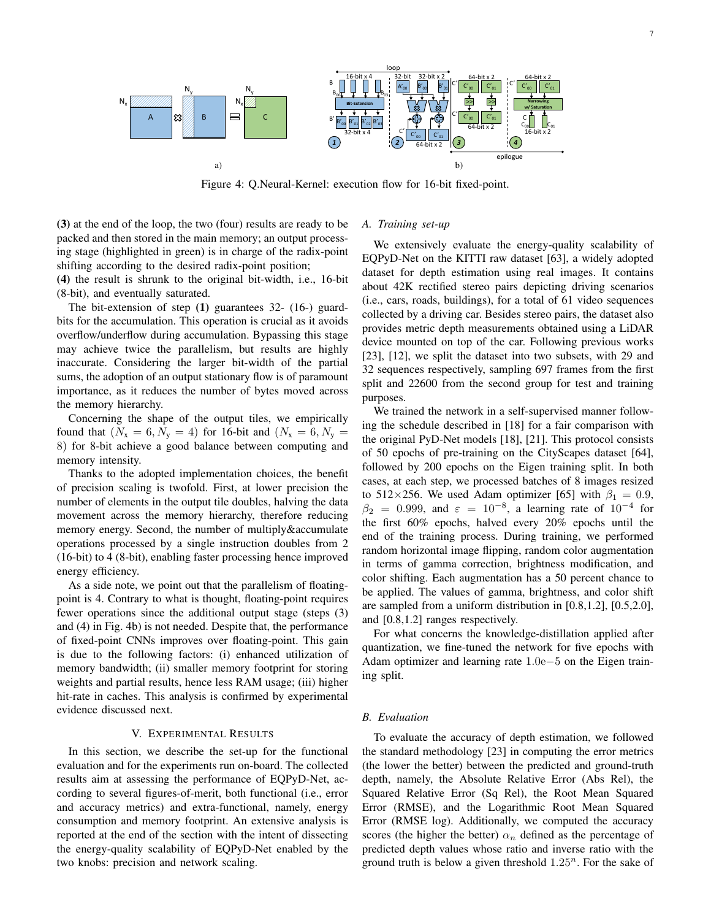Figure 4: Q.Neural-Kernel: execution flow for 16-bit fixed-point.

**(3)** at the end of the loop, the two (four) results are ready to be packed and then stored in the main memory; an output processing stage (highlighted in green) is in charge of the radix-point shifting according to the desired radix-point position;
**(4)** the result is shrunk to the original bit-width, i.e., 16-bit (8-bit), and eventually saturated.

The bit-extension of step **(1)** guarantees 32- (16-) guard-bits for the accumulation. This operation is crucial as it avoids overflow/underflow during accumulation. Bypassing this stage may achieve twice the parallelism, but results are highly inaccurate. Considering the larger bit-width of the partial sums, the adoption of an output stationary flow is of paramount importance, as it reduces the number of bytes moved across the memory hierarchy.

Concerning the shape of the output tiles, we empirically found that ($N_\mathrm{x} = 6, N_\mathrm{y} = 4$) for 16-bit and ($N_\mathrm{x} = 6, N_\mathrm{y} = 8$) for 8-bit achieve a good balance between computing and memory intensity.

Thanks to the adopted implementation choices, the benefit of precision scaling is twofold. First, at lower precision the number of elements in the output tile doubles, halving the data movement across the memory hierarchy, therefore reducing memory energy. Second, the number of multiply&accumulate operations processed by a single instruction doubles from 2 (16-bit) to 4 (8-bit), enabling faster processing hence improved energy efficiency.

As a side note, we point out that the parallelism of floating-point is 4. Contrary to what is thought, floating-point requires fewer operations since the additional output stage (steps (3) and (4) in Fig. 4b) is not needed. Despite that, the performance of fixed-point CNNs improves over floating-point. This gain is due to the following factors: (i) enhanced utilization of memory bandwidth; (ii) smaller memory footprint for storing weights and partial results, hence less RAM usage; (iii) higher hit-rate in caches. This analysis is confirmed by experimental evidence discussed next.

## V. Experimental Results

In this section, we describe the set-up for the functional evaluation and for the experiments run on-board. The collected results aim at assessing the performance of EQPyD-Net, according to several figures-of-merit, both functional (i.e., error and accuracy metrics) and extra-functional, namely, energy consumption and memory footprint. An extensive analysis is reported at the end of the section with the intent of dissecting the energy-quality scalability of EQPyD-Net enabled by the two knobs: precision and network scaling.

### A. Training set-up

We extensively evaluate the energy-quality scalability of EQPyD-Net on the KITTI raw dataset [63], a widely adopted dataset for depth estimation using real images. It contains about 42K rectified stereo pairs depicting driving scenarios (i.e., cars, roads, buildings), for a total of 61 video sequences collected by a driving car. Besides stereo pairs, the dataset also provides metric depth measurements obtained using a LiDAR device mounted on top of the car. Following previous works [23], [12], we split the dataset into two subsets, with 29 and 32 sequences respectively, sampling 697 frames from the first split and 22600 from the second group for test and training purposes.

We trained the network in a self-supervised manner following the schedule described in [18] for a fair comparison with the original PyD-Net models [18], [21]. This protocol consists of 50 epochs of pre-training on the CityScapes dataset [64], followed by 200 epochs on the Eigen training split. In both cases, at each step, we processed batches of 8 images resized to 512×256. We used Adam optimizer [65] with $\beta_1 = 0.9$, $\beta_2 = 0.999$, and $\varepsilon = 10^{-8}$, a learning rate of $10^{-4}$ for the first 60% epochs, halved every 20% epochs until the end of the training process. During training, we performed random horizontal image flipping, random color augmentation in terms of gamma correction, brightness modification, and color shifting. Each augmentation has a 50 percent chance to be applied. The values of gamma, brightness, and color shift are sampled from a uniform distribution in [0.8,1.2], [0.5,2.0], and [0.8,1.2] ranges respectively.

For what concerns the knowledge-distillation applied after quantization, we fine-tuned the network for five epochs with Adam optimizer and learning rate $1.0\mathrm{e}{-5}$ on the Eigen training split.

### B. Evaluation

To evaluate the accuracy of depth estimation, we followed the standard methodology [23] in computing the error metrics (the lower the better) between the predicted and ground-truth depth, namely, the Absolute Relative Error (Abs Rel), the Squared Relative Error (Sq Rel), the Root Mean Squared Error (RMSE), and the Logarithmic Root Mean Squared Error (RMSE log). Additionally, we computed the accuracy scores (the higher the better) $\alpha_n$ defined as the percentage of predicted depth values whose ratio and inverse ratio with the ground truth is below a given threshold $1.25^n$. For the sake of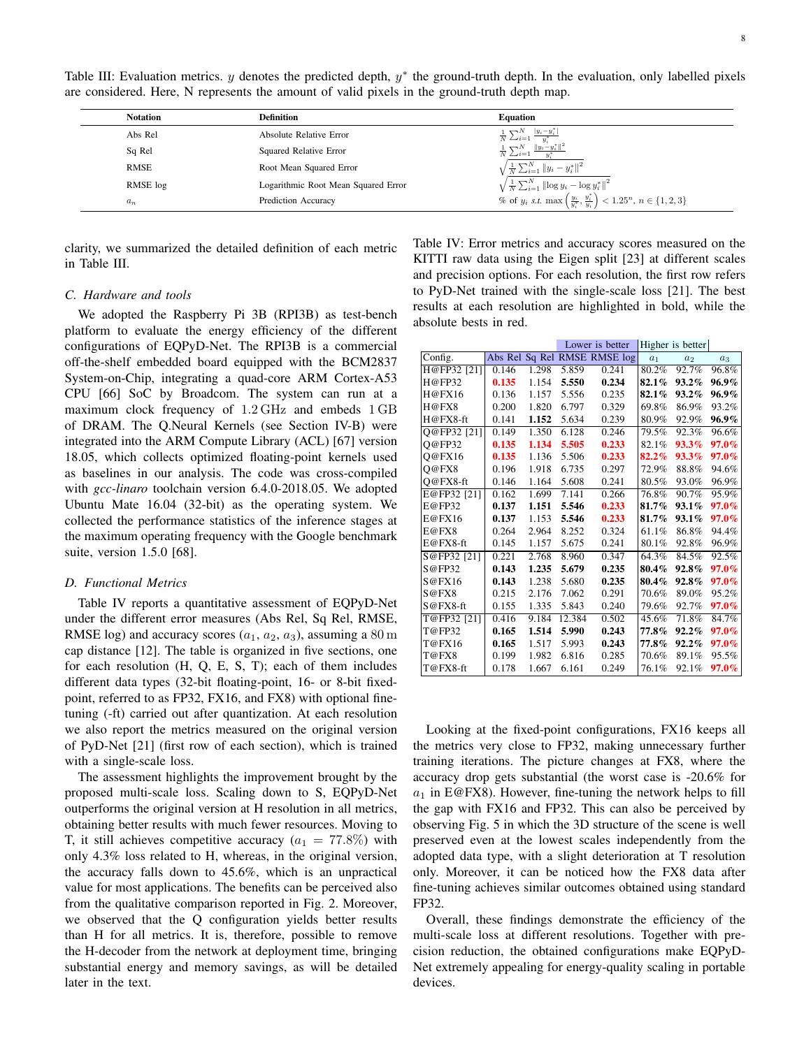Table III: Evaluation metrics. $y$ denotes the predicted depth, $y^*$ the ground-truth depth. In the evaluation, only labelled pixels are considered. Here, N represents the amount of valid pixels in the ground-truth depth map.

| Notation | Definition | Equation |
|---|---|---|
| Abs Rel | Absolute Relative Error | $\frac{1}{N}\sum_{i=1}^{N}\frac{\lvert y_i - y_i^* \rvert}{y_i^*}$ |
| Sq Rel | Squared Relative Error | $\frac{1}{N}\sum_{i=1}^{N}\frac{\lVert y_i - y_i^* \rVert^2}{y_i^*}$ |
| RMSE | Root Mean Squared Error | $\sqrt{\frac{1}{N}\sum_{i=1}^{N}\lVert y_i - y_i^* \rVert^2}$ |
| RMSE log | Logarithmic Root Mean Squared Error | $\sqrt{\frac{1}{N}\sum_{i=1}^{N}\lVert \log y_i - \log y_i^* \rVert^2}$ |
| $a_n$ | Prediction Accuracy | % of $y_i$ s.t. $\max\left(\frac{y_i}{y_i^*}, \frac{y_i^*}{y_i}\right) < 1.25^n$, $n \in \{1, 2, 3\}$ |

clarity, we summarized the detailed definition of each metric in Table III.

### C. Hardware and tools

We adopted the Raspberry Pi 3B (RPI3B) as test-bench platform to evaluate the energy efficiency of the different configurations of EQPyD-Net. The RPI3B is a commercial off-the-shelf embedded board equipped with the BCM2837 System-on-Chip, integrating a quad-core ARM Cortex-A53 CPU [66] SoC by Broadcom. The system can run at a maximum clock frequency of 1.2 GHz and embeds 1 GB of DRAM. The Q.Neural Kernels (see Section IV-B) were integrated into the ARM Compute Library (ACL) [67] version 18.05, which collects optimized floating-point kernels used as baselines in our analysis. The code was cross-compiled with *gcc-linaro* toolchain version 6.4.0-2018.05. We adopted Ubuntu Mate 16.04 (32-bit) as the operating system. We collected the performance statistics of the inference stages at the maximum operating frequency with the Google benchmark suite, version 1.5.0 [68].

### D. Functional Metrics

Table IV reports a quantitative assessment of EQPyD-Net under the different error measures (Abs Rel, Sq Rel, RMSE, RMSE log) and accuracy scores ($a_1$, $a_2$, $a_3$), assuming a 80 m cap distance [12]. The table is organized in five sections, one for each resolution (H, Q, E, S, T); each of them includes different data types (32-bit floating-point, 16- or 8-bit fixed-point, referred to as FP32, FX16, and FX8) with optional fine-tuning (-ft) carried out after quantization. At each resolution we also report the metrics measured on the original version of PyD-Net [21] (first row of each section), which is trained with a single-scale loss.

The assessment highlights the improvement brought by the proposed multi-scale loss. Scaling down to S, EQPyD-Net outperforms the original version at H resolution in all metrics, obtaining better results with much fewer resources. Moving to T, it still achieves competitive accuracy ($a_1 = 77.8\%$) with only 4.3% loss related to H, whereas, in the original version, the accuracy falls down to 45.6%, which is an unpractical value for most applications. The benefits can be perceived also from the qualitative comparison reported in Fig. 2. Moreover, we observed that the Q configuration yields better results than H for all metrics. It is, therefore, possible to remove the H-decoder from the network at deployment time, bringing substantial energy and memory savings, as will be detailed later in the text.

Table IV: Error metrics and accuracy scores measured on the KITTI raw data using the Eigen split [23] at different scales and precision options. For each resolution, the first row refers to PyD-Net trained with the single-scale loss [21]. The best results at each resolution are highlighted in bold, while the absolute bests in red.

| Config. | Abs Rel | Sq Rel | RMSE | RMSE log | $a_1$ | $a_2$ | $a_3$ |
|---|---|---|---|---|---|---|---|
| | Lower is better | | | | Higher is better | | |
| H@FP32 [21] | 0.146 | 1.298 | 5.859 | 0.241 | 80.2% | 92.7% | 96.8% |
| H@FP32 | **0.135** | 1.154 | **5.550** | **0.234** | **82.1%** | **93.2%** | **96.9%** |
| H@FX16 | 0.136 | 1.157 | 5.556 | 0.235 | **82.1%** | **93.2%** | **96.9%** |
| H@FX8 | 0.200 | 1.820 | 6.797 | 0.329 | 69.8% | 86.9% | 93.2% |
| H@FX8-ft | 0.141 | **1.152** | 5.634 | 0.239 | 80.9% | 92.9% | **96.9%** |
| Q@FP32 [21] | 0.149 | 1.350 | 6.128 | 0.246 | 79.5% | 92.3% | 96.6% |
| Q@FP32 | **0.135** | **1.134** | **5.505** | **0.233** | 82.1% | **93.3%** | **97.0%** |
| Q@FX16 | **0.135** | 1.136 | 5.506 | **0.233** | **82.2%** | **93.3%** | **97.0%** |
| Q@FX8 | 0.196 | 1.918 | 6.735 | 0.297 | 72.9% | 88.8% | 94.6% |
| Q@FX8-ft | 0.146 | 1.164 | 5.608 | 0.241 | 80.5% | 93.0% | 96.9% |
| E@FP32 [21] | 0.162 | 1.699 | 7.141 | 0.266 | 76.8% | 90.7% | 95.9% |
| E@FP32 | **0.137** | **1.151** | **5.546** | **0.233** | **81.7%** | **93.1%** | **97.0%** |
| E@FX16 | **0.137** | 1.153 | **5.546** | **0.233** | **81.7%** | **93.1%** | **97.0%** |
| E@FX8 | 0.264 | 2.964 | 8.252 | 0.324 | 61.1% | 86.8% | 94.4% |
| E@FX8-ft | 0.145 | 1.157 | 5.675 | 0.241 | 80.1% | 92.8% | 96.9% |
| S@FP32 [21] | 0.221 | 2.768 | 8.960 | 0.347 | 64.3% | 84.5% | 92.5% |
| S@FP32 | **0.143** | **1.235** | **5.679** | **0.235** | **80.4%** | **92.8%** | **97.0%** |
| S@FX16 | **0.143** | 1.238 | 5.680 | **0.235** | **80.4%** | **92.8%** | **97.0%** |
| S@FX8 | 0.215 | 2.176 | 7.062 | 0.291 | 70.6% | 89.0% | 95.2% |
| S@FX8-ft | 0.155 | 1.335 | 5.843 | 0.240 | 79.6% | 92.7% | **97.0%** |
| T@FP32 [21] | 0.416 | 9.184 | 12.384 | 0.502 | 45.6% | 71.8% | 84.7% |
| T@FP32 | **0.165** | **1.514** | **5.990** | **0.243** | **77.8%** | **92.2%** | **97.0%** |
| T@FX16 | **0.165** | 1.517 | 5.993 | **0.243** | **77.8%** | **92.2%** | **97.0%** |
| T@FX8 | 0.199 | 1.982 | 6.816 | 0.285 | 70.6% | 89.1% | 95.5% |
| T@FX8-ft | 0.178 | 1.667 | 6.161 | 0.249 | 76.1% | 92.1% | **97.0%** |

Looking at the fixed-point configurations, FX16 keeps all the metrics very close to FP32, making unnecessary further training iterations. The picture changes at FX8, where the accuracy drop gets substantial (the worst case is -20.6% for $a_1$ in E@FX8). However, fine-tuning the network helps to fill the gap with FX16 and FP32. This can also be perceived by observing Fig. 5 in which the 3D structure of the scene is well preserved even at the lowest scales independently from the adopted data type, with a slight deterioration at T resolution only. Moreover, it can be noticed how the FX8 data after fine-tuning achieves similar outcomes obtained using standard FP32.

Overall, these findings demonstrate the efficiency of the multi-scale loss at different resolutions. Together with precision reduction, the obtained configurations make EQPyD-Net extremely appealing for energy-quality scaling in portable devices.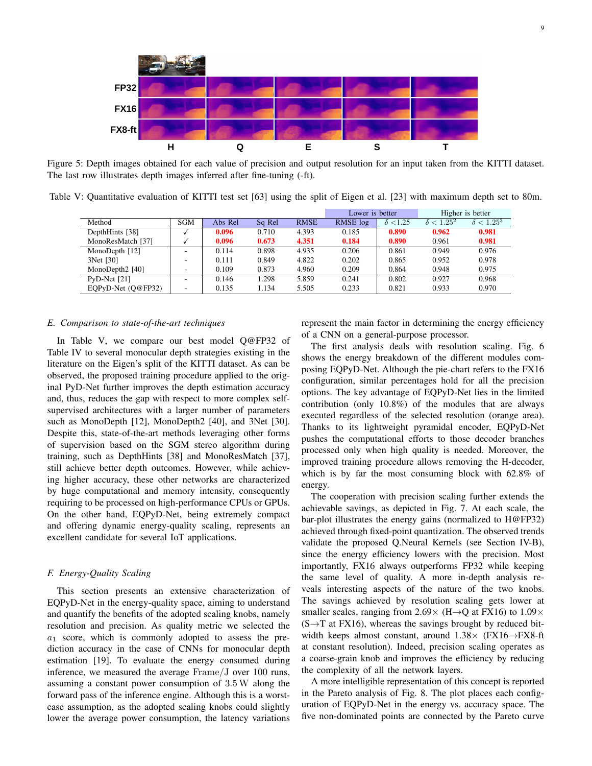Figure 5: Depth images obtained for each value of precision and output resolution for an input taken from the KITTI dataset. The last row illustrates depth images inferred after fine-tuning (-ft).

Table V: Quantitative evaluation of KITTI test set [63] using the split of Eigen et al. [23] with maximum depth set to 80m.

| | | Lower is better | | | | Higher is better | | |
|---|---|---|---|---|---|---|---|---|
| Method | SGM | Abs Rel | Sq Rel | RMSE | RMSE log | $\delta < 1.25$ | $\delta < 1.25^2$ | $\delta < 1.25^3$ |
| DepthHints [38] | ✓ | **0.096** | 0.710 | 4.393 | 0.185 | **0.890** | **0.962** | **0.981** |
| MonoResMatch [37] | ✓ | **0.096** | **0.673** | **4.351** | **0.184** | **0.890** | 0.961 | **0.981** |
| MonoDepth [12] | - | 0.114 | 0.898 | 4.935 | 0.206 | 0.861 | 0.949 | 0.976 |
| 3Net [30] | - | 0.111 | 0.849 | 4.822 | 0.202 | 0.865 | 0.952 | 0.978 |
| MonoDepth2 [40] | - | 0.109 | 0.873 | 4.960 | 0.209 | 0.864 | 0.948 | 0.975 |
| PyD-Net [21] | - | 0.146 | 1.298 | 5.859 | 0.241 | 0.802 | 0.927 | 0.968 |
| EQPyD-Net (Q@FP32) | - | 0.135 | 1.134 | 5.505 | 0.233 | 0.821 | 0.933 | 0.970 |

### *E. Comparison to state-of-the-art techniques*

In Table V, we compare our best model Q@FP32 of Table IV to several monocular depth strategies existing in the literature on the Eigen's split of the KITTI dataset. As can be observed, the proposed training procedure applied to the original PyD-Net further improves the depth estimation accuracy and, thus, reduces the gap with respect to more complex self-supervised architectures with a larger number of parameters such as MonoDepth [12], MonoDepth2 [40], and 3Net [30]. Despite this, state-of-the-art methods leveraging other forms of supervision based on the SGM stereo algorithm during training, such as DepthHints [38] and MonoResMatch [37], still achieve better depth outcomes. However, while achieving higher accuracy, these other networks are characterized by huge computational and memory intensity, consequently requiring to be processed on high-performance CPUs or GPUs. On the other hand, EQPyD-Net, being extremely compact and offering dynamic energy-quality scaling, represents an excellent candidate for several IoT applications.

### *F. Energy-Quality Scaling*

This section presents an extensive characterization of EQPyD-Net in the energy-quality space, aiming to understand and quantify the benefits of the adopted scaling knobs, namely resolution and precision. As quality metric we selected the $a_1$ score, which is commonly adopted to assess the prediction accuracy in the case of CNNs for monocular depth estimation [19]. To evaluate the energy consumed during inference, we measured the average $\mathrm{Frame/J}$ over 100 runs, assuming a constant power consumption of 3.5 W along the forward pass of the inference engine. Although this is a worst-case assumption, as the adopted scaling knobs could slightly lower the average power consumption, the latency variations represent the main factor in determining the energy efficiency of a CNN on a general-purpose processor.

The first analysis deals with resolution scaling. Fig. 6 shows the energy breakdown of the different modules composing EQPyD-Net. Although the pie-chart refers to the FX16 configuration, similar percentages hold for all the precision options. The key advantage of EQPyD-Net lies in the limited contribution (only 10.8%) of the modules that are always executed regardless of the selected resolution (orange area). Thanks to its lightweight pyramidal encoder, EQPyD-Net pushes the computational efforts to those decoder branches processed only when high quality is needed. Moreover, the improved training procedure allows removing the H-decoder, which is by far the most consuming block with 62.8% of energy.

The cooperation with precision scaling further extends the achievable savings, as depicted in Fig. 7. At each scale, the bar-plot illustrates the energy gains (normalized to H@FP32) achieved through fixed-point quantization. The observed trends validate the proposed Q.Neural Kernels (see Section IV-B), since the energy efficiency lowers with the precision. Most importantly, FX16 always outperforms FP32 while keeping the same level of quality. A more in-depth analysis reveals interesting aspects of the nature of the two knobs. The savings achieved by resolution scaling gets lower at smaller scales, ranging from 2.69× (H→Q at FX16) to 1.09× (S→T at FX16), whereas the savings brought by reduced bit-width keeps almost constant, around 1.38× (FX16→FX8-ft at constant resolution). Indeed, precision scaling operates as a coarse-grain knob and improves the efficiency by reducing the complexity of all the network layers.

A more intelligible representation of this concept is reported in the Pareto analysis of Fig. 8. The plot places each configuration of EQPyD-Net in the energy vs. accuracy space. The five non-dominated points are connected by the Pareto curve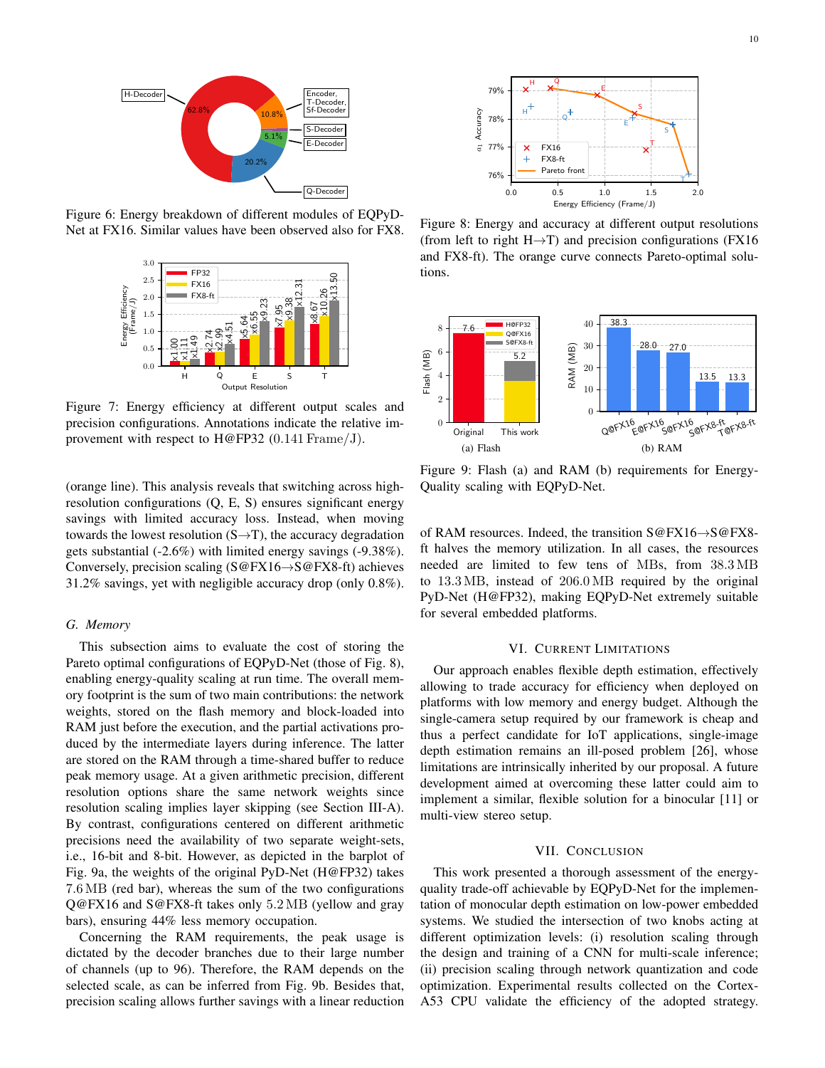Figure 6: Energy breakdown of different modules of EQPyD-Net at FX16. Similar values have been observed also for FX8.

Figure 7: Energy efficiency at different output scales and precision configurations. Annotations indicate the relative improvement with respect to H@FP32 (0.141 Frame/J).

(orange line). This analysis reveals that switching across high-resolution configurations (Q, E, S) ensures significant energy savings with limited accuracy loss. Instead, when moving towards the lowest resolution (S→T), the accuracy degradation gets substantial (-2.6%) with limited energy savings (-9.38%). Conversely, precision scaling (S@FX16→S@FX8-ft) achieves 31.2% savings, yet with negligible accuracy drop (only 0.8%).

### G. Memory

This subsection aims to evaluate the cost of storing the Pareto optimal configurations of EQPyD-Net (those of Fig. 8), enabling energy-quality scaling at run time. The overall memory footprint is the sum of two main contributions: the network weights, stored on the flash memory and block-loaded into RAM just before the execution, and the partial activations produced by the intermediate layers during inference. The latter are stored on the RAM through a time-shared buffer to reduce peak memory usage. At a given arithmetic precision, different resolution options share the same network weights since resolution scaling implies layer skipping (see Section III-A). By contrast, configurations centered on different arithmetic precisions need the availability of two separate weight-sets, i.e., 16-bit and 8-bit. However, as depicted in the barplot of Fig. 9a, the weights of the original PyD-Net (H@FP32) takes 7.6 MB (red bar), whereas the sum of the two configurations Q@FX16 and S@FX8-ft takes only 5.2 MB (yellow and gray bars), ensuring 44% less memory occupation.

Concerning the RAM requirements, the peak usage is dictated by the decoder branches due to their large number of channels (up to 96). Therefore, the RAM depends on the selected scale, as can be inferred from Fig. 9b. Besides that, precision scaling allows further savings with a linear reduction

Figure 8: Energy and accuracy at different output resolutions (from left to right H→T) and precision configurations (FX16 and FX8-ft). The orange curve connects Pareto-optimal solutions.

Figure 9: Flash (a) and RAM (b) requirements for Energy-Quality scaling with EQPyD-Net.

of RAM resources. Indeed, the transition S@FX16→S@FX8-ft halves the memory utilization. In all cases, the resources needed are limited to few tens of MBs, from 38.3 MB to 13.3 MB, instead of 206.0 MB required by the original PyD-Net (H@FP32), making EQPyD-Net extremely suitable for several embedded platforms.

## VI. Current Limitations

Our approach enables flexible depth estimation, effectively allowing to trade accuracy for efficiency when deployed on platforms with low memory and energy budget. Although the single-camera setup required by our framework is cheap and thus a perfect candidate for IoT applications, single-image depth estimation remains an ill-posed problem [26], whose limitations are intrinsically inherited by our proposal. A future development aimed at overcoming these latter could aim to implement a similar, flexible solution for a binocular [11] or multi-view stereo setup.

## VII. Conclusion

This work presented a thorough assessment of the energy-quality trade-off achievable by EQPyD-Net for the implementation of monocular depth estimation on low-power embedded systems. We studied the intersection of two knobs acting at different optimization levels: (i) resolution scaling through the design and training of a CNN for multi-scale inference; (ii) precision scaling through network quantization and code optimization. Experimental results collected on the Cortex-A53 CPU validate the efficiency of the adopted strategy.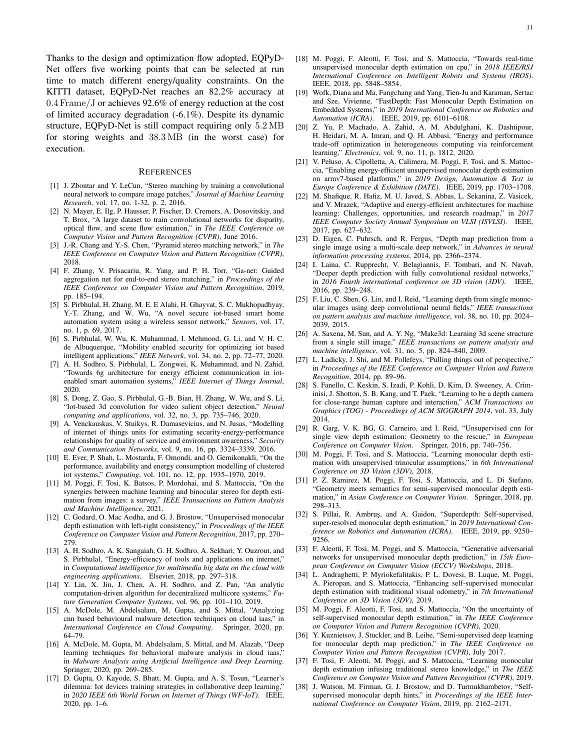Thanks to the design and optimization flow adopted, EQPyD-Net offers five working points that can be selected at run time to match different energy/quality constraints. On the KITTI dataset, EQPyD-Net reaches an 82.2% accuracy at $0.4\,\mathrm{Frame/J}$ or achieves 92.6% of energy reduction at the cost of limited accuracy degradation (-6.1%). Despite its dynamic structure, EQPyD-Net is still compact requiring only $5.2\,\mathrm{MB}$ for storing weights and $38.3\,\mathrm{MB}$ (in the worst case) for execution.

## References

[1] J. Zbontar and Y. LeCun, "Stereo matching by training a convolutional neural network to compare image patches," *Journal of Machine Learning Research*, vol. 17, no. 1-32, p. 2, 2016.

[2] N. Mayer, E. Ilg, P. Hausser, P. Fischer, D. Cremers, A. Dosovitskiy, and T. Brox, "A large dataset to train convolutional networks for disparity, optical flow, and scene flow estimation," in *The IEEE Conference on Computer Vision and Pattern Recognition (CVPR)*, June 2016.

[3] J.-R. Chang and Y.-S. Chen, "Pyramid stereo matching network," in *The IEEE Conference on Computer Vision and Pattern Recognition (CVPR)*, 2018.

[4] F. Zhang, V. Prisacariu, R. Yang, and P. H. Torr, "Ga-net: Guided aggregation net for end-to-end stereo matching," in *Proceedings of the IEEE Conference on Computer Vision and Pattern Recognition*, 2019, pp. 185–194.

[5] S. Pirbhulal, H. Zhang, M. E. E Alahi, H. Ghayvat, S. C. Mukhopadhyay, Y.-T. Zhang, and W. Wu, "A novel secure iot-based smart home automation system using a wireless sensor network," *Sensors*, vol. 17, no. 1, p. 69, 2017.

[6] S. Pirbhulal, W. Wu, K. Muhammad, I. Mehmood, G. Li, and V. H. C. de Albuquerque, "Mobility enabled security for optimizing iot based intelligent applications," *IEEE Network*, vol. 34, no. 2, pp. 72–77, 2020.

[7] A. H. Sodhro, S. Pirbhulal, L. Zongwei, K. Muhammad, and N. Zahid, "Towards 6g architecture for energy efficient communication in iot-enabled smart automation systems," *IEEE Internet of Things Journal*, 2020.

[8] S. Dong, Z. Gao, S. Pirbhulal, G.-B. Bian, H. Zhang, W. Wu, and S. Li, "Iot-based 3d convolution for video salient object detection," *Neural computing and applications*, vol. 32, no. 3, pp. 735–746, 2020.

[9] A. Venckauskas, V. Stuikys, R. Damasevicius, and N. Jusas, "Modelling of internet of things units for estimating security-energy-performance relationships for quality of service and environment awareness," *Security and Communication Networks*, vol. 9, no. 16, pp. 3324–3339, 2016.

[10] E. Ever, P. Shah, L. Mostarda, F. Omondi, and O. Gemikonakli, "On the performance, availability and energy consumption modelling of clustered iot systems," *Computing*, vol. 101, no. 12, pp. 1935–1970, 2019.

[11] M. Poggi, F. Tosi, K. Batsos, P. Mordohai, and S. Mattoccia, "On the synergies between machine learning and binocular stereo for depth estimation from images: a survey," *IEEE Transactions on Pattern Analysis and Machine Intelligence*, 2021.

[12] C. Godard, O. Mac Aodha, and G. J. Brostow, "Unsupervised monocular depth estimation with left-right consistency," in *Proceedings of the IEEE Conference on Computer Vision and Pattern Recognition*, 2017, pp. 270–279.

[13] A. H. Sodhro, A. K. Sangaiah, G. H. Sodhro, A. Sekhari, Y. Ouzrout, and S. Pirbhulal, "Energy-efficiency of tools and applications on internet," in *Computational intelligence for multimedia big data on the cloud with engineering applications*. Elsevier, 2018, pp. 297–318.

[14] Y. Lin, X. Jin, J. Chen, A. H. Sodhro, and Z. Pan, "An analytic computation-driven algorithm for decentralized multicore systems," *Future Generation Computer Systems*, vol. 96, pp. 101–110, 2019.

[15] A. McDole, M. Abdelsalam, M. Gupta, and S. Mittal, "Analyzing cnn based behavioural malware detection techniques on cloud iaas," in *International Conference on Cloud Computing*. Springer, 2020, pp. 64–79.

[16] A. McDole, M. Gupta, M. Abdelsalam, S. Mittal, and M. Alazab, "Deep learning techniques for behavioral malware analysis in cloud iaas," in *Malware Analysis using Artificial Intelligence and Deep Learning*. Springer, 2020, pp. 269–285.

[17] D. Gupta, O. Kayode, S. Bhatt, M. Gupta, and A. S. Tosun, "Learner's dilemma: Iot devices training strategies in collaborative deep learning," in *2020 IEEE 6th World Forum on Internet of Things (WF-IoT)*. IEEE, 2020, pp. 1–6.

[18] M. Poggi, F. Aleotti, F. Tosi, and S. Mattoccia, "Towards real-time unsupervised monocular depth estimation on cpu," in *2018 IEEE/RSJ International Conference on Intelligent Robots and Systems (IROS)*. IEEE, 2018, pp. 5848–5854.

[19] Wofk, Diana and Ma, Fangchang and Yang, Tien-Ju and Karaman, Sertac and Sze, Vivienne, "FastDepth: Fast Monocular Depth Estimation on Embedded Systems," in *2019 International Conference on Robotics and Automation (ICRA)*. IEEE, 2019, pp. 6101–6108.

[20] Z. Yu, P. Machado, A. Zahid, A. M. Abdulghani, K. Dashtipour, H. Heidari, M. A. Imran, and Q. H. Abbasi, "Energy and performance trade-off optimization in heterogeneous computing via reinforcement learning," *Electronics*, vol. 9, no. 11, p. 1812, 2020.

[21] V. Peluso, A. Cipolletta, A. Calimera, M. Poggi, F. Tosi, and S. Mattoccia, "Enabling energy-efficient unsupervised monocular depth estimation on armv7-based platforms," in *2019 Design, Automation & Test in Europe Conference & Exhibition (DATE)*. IEEE, 2019, pp. 1703–1708.

[22] M. Shafique, R. Hafiz, M. U. Javed, S. Abbas, L. Sekanina, Z. Vasicek, and V. Mrazek, "Adaptive and energy-efficient architectures for machine learning: Challenges, opportunities, and research roadmap," in *2017 IEEE Computer Society Annual Symposium on VLSI (ISVLSI)*. IEEE, 2017, pp. 627–632.

[23] D. Eigen, C. Puhrsch, and R. Fergus, "Depth map prediction from a single image using a multi-scale deep network," in *Advances in neural information processing systems*, 2014, pp. 2366–2374.

[24] I. Laina, C. Rupprecht, V. Belagiannis, F. Tombari, and N. Navab, "Deeper depth prediction with fully convolutional residual networks," in *2016 Fourth international conference on 3D vision (3DV)*. IEEE, 2016, pp. 239–248.

[25] F. Liu, C. Shen, G. Lin, and I. Reid, "Learning depth from single monocular images using deep convolutional neural fields," *IEEE transactions on pattern analysis and machine intelligence*, vol. 38, no. 10, pp. 2024–2039, 2015.

[26] A. Saxena, M. Sun, and A. Y. Ng, "Make3d: Learning 3d scene structure from a single still image," *IEEE transactions on pattern analysis and machine intelligence*, vol. 31, no. 5, pp. 824–840, 2009.

[27] L. Ladicky, J. Shi, and M. Pollefeys, "Pulling things out of perspective," in *Proceedings of the IEEE Conference on Computer Vision and Pattern Recognition*, 2014, pp. 89–96.

[28] S. Fanello, C. Keskin, S. Izadi, P. Kohli, D. Kim, D. Sweeney, A. Criminisi, J. Shotton, S. B. Kang, and T. Paek, "Learning to be a depth camera for close-range human capture and interaction," *ACM Transactions on Graphics (TOG) - Proceedings of ACM SIGGRAPH 2014*, vol. 33, July 2014.

[29] R. Garg, V. K. BG, G. Carneiro, and I. Reid, "Unsupervised cnn for single view depth estimation: Geometry to the rescue," in *European Conference on Computer Vision*. Springer, 2016, pp. 740–756.

[30] M. Poggi, F. Tosi, and S. Mattoccia, "Learning monocular depth estimation with unsupervised trinocular assumptions," in *6th International Conference on 3D Vision (3DV)*, 2018.

[31] P. Z. Ramirez, M. Poggi, F. Tosi, S. Mattoccia, and L. Di Stefano, "Geometry meets semantics for semi-supervised monocular depth estimation," in *Asian Conference on Computer Vision*. Springer, 2018, pp. 298–313.

[32] S. Pillai, R. Ambruş, and A. Gaidon, "Superdepth: Self-supervised, super-resolved monocular depth estimation," in *2019 International Conference on Robotics and Automation (ICRA)*. IEEE, 2019, pp. 9250–9256.

[33] F. Aleotti, F. Tosi, M. Poggi, and S. Mattoccia, "Generative adversarial networks for unsupervised monocular depth prediction," in *15th European Conference on Computer Vision (ECCV) Workshops*, 2018.

[34] L. Andraghetti, P. Myriokefalitakis, P. L. Dovesi, B. Luque, M. Poggi, A. Pieropan, and S. Mattoccia, "Enhancing self-supervised monocular depth estimation with traditional visual odometry," in *7th International Conference on 3D Vision (3DV)*, 2019.

[35] M. Poggi, F. Aleotti, F. Tosi, and S. Mattoccia, "On the uncertainty of self-supervised monocular depth estimation," in *The IEEE Conference on Computer Vision and Pattern Recognition (CVPR)*, 2020.

[36] Y. Kuznietsov, J. Stuckler, and B. Leibe, "Semi-supervised deep learning for monocular depth map prediction," in *The IEEE Conference on Computer Vision and Pattern Recognition (CVPR)*, July 2017.

[37] F. Tosi, F. Aleotti, M. Poggi, and S. Mattoccia, "Learning monocular depth estimation infusing traditional stereo knowledge," in *The IEEE Conference on Computer Vision and Pattern Recognition (CVPR)*, 2019.

[38] J. Watson, M. Firman, G. J. Brostow, and D. Turmukhambetov, "Self-supervised monocular depth hints," in *Proceedings of the IEEE International Conference on Computer Vision*, 2019, pp. 2162–2171.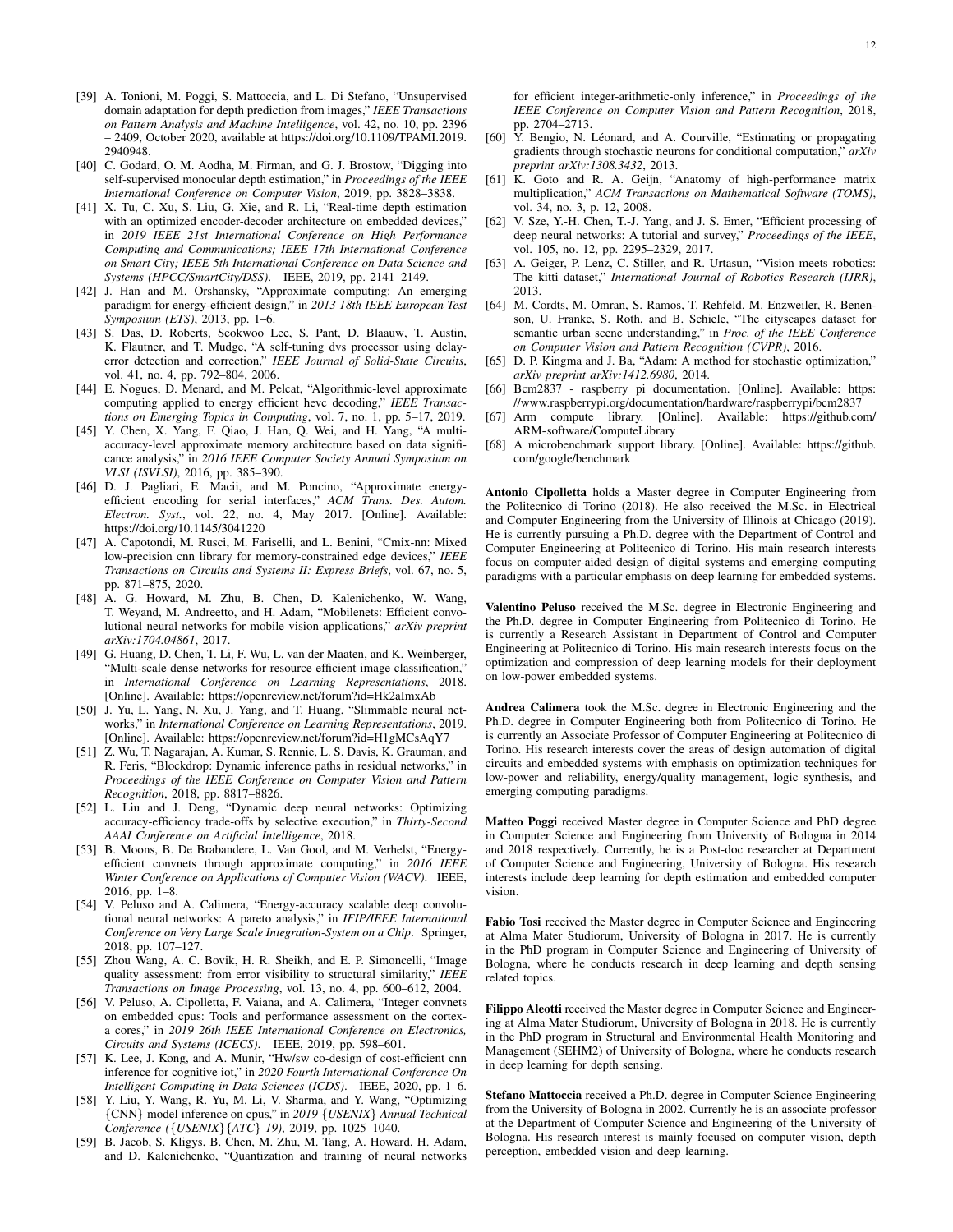[39] A. Tonioni, M. Poggi, S. Mattoccia, and L. Di Stefano, "Unsupervised domain adaptation for depth prediction from images," *IEEE Transactions on Pattern Analysis and Machine Intelligence*, vol. 42, no. 10, pp. 2396 – 2409, October 2020, available at https://doi.org/10.1109/TPAMI.2019.2940948.

[40] C. Godard, O. M. Aodha, M. Firman, and G. J. Brostow, "Digging into self-supervised monocular depth estimation," in *Proceedings of the IEEE International Conference on Computer Vision*, 2019, pp. 3828–3838.

[41] X. Tu, C. Xu, S. Liu, G. Xie, and R. Li, "Real-time depth estimation with an optimized encoder-decoder architecture on embedded devices," in *2019 IEEE 21st International Conference on High Performance Computing and Communications; IEEE 17th International Conference on Smart City; IEEE 5th International Conference on Data Science and Systems (HPCC/SmartCity/DSS)*. IEEE, 2019, pp. 2141–2149.

[42] J. Han and M. Orshansky, "Approximate computing: An emerging paradigm for energy-efficient design," in *2013 18th IEEE European Test Symposium (ETS)*, 2013, pp. 1–6.

[43] S. Das, D. Roberts, Seokwoo Lee, S. Pant, D. Blaauw, T. Austin, K. Flautner, and T. Mudge, "A self-tuning dvs processor using delay-error detection and correction," *IEEE Journal of Solid-State Circuits*, vol. 41, no. 4, pp. 792–804, 2006.

[44] E. Nogues, D. Menard, and M. Pelcat, "Algorithmic-level approximate computing applied to energy efficient hevc decoding," *IEEE Transactions on Emerging Topics in Computing*, vol. 7, no. 1, pp. 5–17, 2019.

[45] Y. Chen, X. Yang, F. Qiao, J. Han, Q. Wei, and H. Yang, "A multi-accuracy-level approximate memory architecture based on data significance analysis," in *2016 IEEE Computer Society Annual Symposium on VLSI (ISVLSI)*, 2016, pp. 385–390.

[46] D. J. Pagliari, E. Macii, and M. Poncino, "Approximate energy-efficient encoding for serial interfaces," *ACM Trans. Des. Autom. Electron. Syst.*, vol. 22, no. 4, May 2017. [Online]. Available: https://doi.org/10.1145/3041220

[47] A. Capotondi, M. Rusci, M. Fariselli, and L. Benini, "Cmix-nn: Mixed low-precision cnn library for memory-constrained edge devices," *IEEE Transactions on Circuits and Systems II: Express Briefs*, vol. 67, no. 5, pp. 871–875, 2020.

[48] A. G. Howard, M. Zhu, B. Chen, D. Kalenichenko, W. Wang, T. Weyand, M. Andreetto, and H. Adam, "Mobilenets: Efficient convolutional neural networks for mobile vision applications," *arXiv preprint arXiv:1704.04861*, 2017.

[49] G. Huang, D. Chen, T. Li, F. Wu, L. van der Maaten, and K. Weinberger, "Multi-scale dense networks for resource efficient image classification," in *International Conference on Learning Representations*, 2018. [Online]. Available: https://openreview.net/forum?id=Hk2aImxAb

[50] J. Yu, L. Yang, N. Xu, J. Yang, and T. Huang, "Slimmable neural networks," in *International Conference on Learning Representations*, 2019. [Online]. Available: https://openreview.net/forum?id=H1gMCsAqY7

[51] Z. Wu, T. Nagarajan, A. Kumar, S. Rennie, L. S. Davis, K. Grauman, and R. Feris, "Blockdrop: Dynamic inference paths in residual networks," in *Proceedings of the IEEE Conference on Computer Vision and Pattern Recognition*, 2018, pp. 8817–8826.

[52] L. Liu and J. Deng, "Dynamic deep neural networks: Optimizing accuracy-efficiency trade-offs by selective execution," in *Thirty-Second AAAI Conference on Artificial Intelligence*, 2018.

[53] B. Moons, B. De Brabandere, L. Van Gool, and M. Verhelst, "Energy-efficient convnets through approximate computing," in *2016 IEEE Winter Conference on Applications of Computer Vision (WACV)*. IEEE, 2016, pp. 1–8.

[54] V. Peluso and A. Calimera, "Energy-accuracy scalable deep convolutional neural networks: A pareto analysis," in *IFIP/IEEE International Conference on Very Large Scale Integration-System on a Chip*. Springer, 2018, pp. 107–127.

[55] Zhou Wang, A. C. Bovik, H. R. Sheikh, and E. P. Simoncelli, "Image quality assessment: from error visibility to structural similarity," *IEEE Transactions on Image Processing*, vol. 13, no. 4, pp. 600–612, 2004.

[56] V. Peluso, A. Cipolletta, F. Vaiana, and A. Calimera, "Integer convnets on embedded cpus: Tools and performance assessment on the cortex-a cores," in *2019 26th IEEE International Conference on Electronics, Circuits and Systems (ICECS)*. IEEE, 2019, pp. 598–601.

[57] K. Lee, J. Kong, and A. Munir, "Hw/sw co-design of cost-efficient cnn inference for cognitive iot," in *2020 Fourth International Conference On Intelligent Computing in Data Sciences (ICDS)*. IEEE, 2020, pp. 1–6.

[58] Y. Liu, Y. Wang, R. Yu, M. Li, V. Sharma, and Y. Wang, "Optimizing {CNN} model inference on cpus," in *2019 {USENIX} Annual Technical Conference ({USENIX}{ATC} 19)*, 2019, pp. 1025–1040.

[59] B. Jacob, S. Kligys, B. Chen, M. Zhu, M. Tang, A. Howard, H. Adam, and D. Kalenichenko, "Quantization and training of neural networks for efficient integer-arithmetic-only inference," in *Proceedings of the IEEE Conference on Computer Vision and Pattern Recognition*, 2018, pp. 2704–2713.

[60] Y. Bengio, N. Léonard, and A. Courville, "Estimating or propagating gradients through stochastic neurons for conditional computation," *arXiv preprint arXiv:1308.3432*, 2013.

[61] K. Goto and R. A. Geijn, "Anatomy of high-performance matrix multiplication," *ACM Transactions on Mathematical Software (TOMS)*, vol. 34, no. 3, p. 12, 2008.

[62] V. Sze, Y.-H. Chen, T.-J. Yang, and J. S. Emer, "Efficient processing of deep neural networks: A tutorial and survey," *Proceedings of the IEEE*, vol. 105, no. 12, pp. 2295–2329, 2017.

[63] A. Geiger, P. Lenz, C. Stiller, and R. Urtasun, "Vision meets robotics: The kitti dataset," *International Journal of Robotics Research (IJRR)*, 2013.

[64] M. Cordts, M. Omran, S. Ramos, T. Rehfeld, M. Enzweiler, R. Benenson, U. Franke, S. Roth, and B. Schiele, "The cityscapes dataset for semantic urban scene understanding," in *Proc. of the IEEE Conference on Computer Vision and Pattern Recognition (CVPR)*, 2016.

[65] D. P. Kingma and J. Ba, "Adam: A method for stochastic optimization," *arXiv preprint arXiv:1412.6980*, 2014.

[66] Bcm2837 - raspberry pi documentation. [Online]. Available: https://www.raspberrypi.org/documentation/hardware/raspberrypi/bcm2837

[67] Arm compute library. [Online]. Available: https://github.com/ARM-software/ComputeLibrary

[68] A microbenchmark support library. [Online]. Available: https://github.com/google/benchmark

**Antonio Cipolletta** holds a Master degree in Computer Engineering from the Politecnico di Torino (2018). He also received the M.Sc. in Electrical and Computer Engineering from the University of Illinois at Chicago (2019). He is currently pursuing a Ph.D. degree with the Department of Control and Computer Engineering at Politecnico di Torino. His main research interests focus on computer-aided design of digital systems and emerging computing paradigms with a particular emphasis on deep learning for embedded systems.

**Valentino Peluso** received the M.Sc. degree in Electronic Engineering and the Ph.D. degree in Computer Engineering from Politecnico di Torino. He is currently a Research Assistant in Department of Control and Computer Engineering at Politecnico di Torino. His main research interests focus on the optimization and compression of deep learning models for their deployment on low-power embedded systems.

**Andrea Calimera** took the M.Sc. degree in Electronic Engineering and the Ph.D. degree in Computer Engineering both from Politecnico di Torino. He is currently an Associate Professor of Computer Engineering at Politecnico di Torino. His research interests cover the areas of design automation of digital circuits and embedded systems with emphasis on optimization techniques for low-power and reliability, energy/quality management, logic synthesis, and emerging computing paradigms.

**Matteo Poggi** received Master degree in Computer Science and PhD degree in Computer Science and Engineering from University of Bologna in 2014 and 2018 respectively. Currently, he is a Post-doc researcher at Department of Computer Science and Engineering, University of Bologna. His research interests include deep learning for depth estimation and embedded computer vision.

**Fabio Tosi** received the Master degree in Computer Science and Engineering at Alma Mater Studiorum, University of Bologna in 2017. He is currently in the PhD program in Computer Science and Engineering of University of Bologna, where he conducts research in deep learning and depth sensing related topics.

**Filippo Aleotti** received the Master degree in Computer Science and Engineering at Alma Mater Studiorum, University of Bologna in 2018. He is currently in the PhD program in Structural and Environmental Health Monitoring and Management (SEHM2) of University of Bologna, where he conducts research in deep learning for depth sensing.

**Stefano Mattoccia** received a Ph.D. degree in Computer Science Engineering from the University of Bologna in 2002. Currently he is an associate professor at the Department of Computer Science and Engineering of the University of Bologna. His research interest is mainly focused on computer vision, depth perception, embedded vision and deep learning.